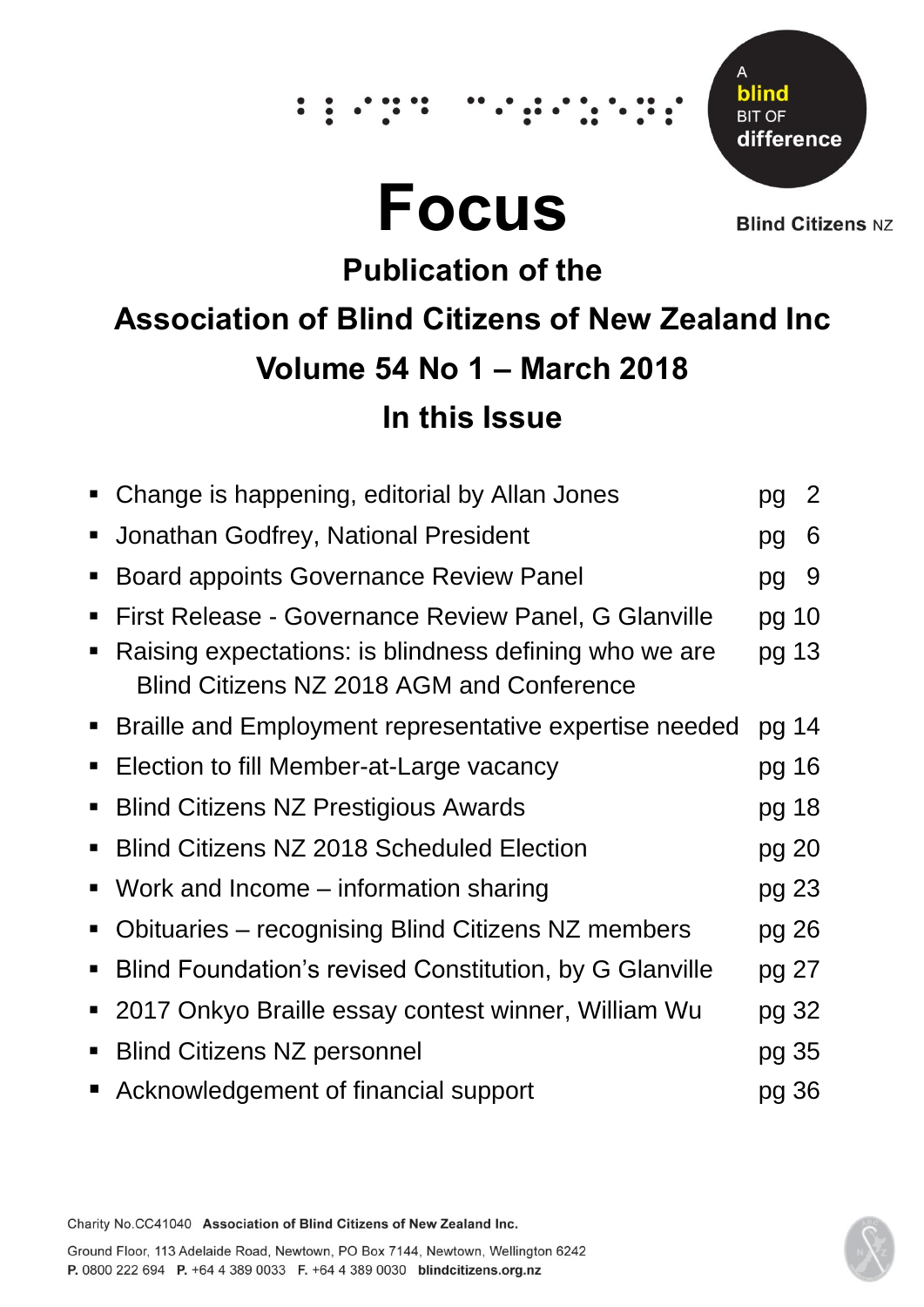A **blind** BIT OF **difference**

**Blind Citizens** NZ

# Focus

## Publication of the

## Association of Blind Citizens of New Zealand Inc

## Volume 54 No 1 – March 2018

## In this Issue

- Change is happening, editorial by Allan Jones — pg 2
- Jonathan Godfrey, National President — pg 6
- Board appoints Governance Review Panel — pg 9
- First Release - Governance Review Panel, G Glanville — pg 10
- Raising expectations: is blindness defining who we are Blind Citizens NZ 2018 AGM and Conference — pg 13
- Braille and Employment representative expertise needed — pg 14
- Election to fill Member-at-Large vacancy — pg 16
- Blind Citizens NZ Prestigious Awards — pg 18
- Blind Citizens NZ 2018 Scheduled Election — pg 20
- Work and Income – information sharing — pg 23
- Obituaries – recognising Blind Citizens NZ members — pg 26
- Blind Foundation's revised Constitution, by G Glanville — pg 27
- 2017 Onkyo Braille essay contest winner, William Wu — pg 32
- Blind Citizens NZ personnel — pg 35
- Acknowledgement of financial support — pg 36

Charity No.CC41040 **Association of Blind Citizens of New Zealand Inc.**

Ground Floor, 113 Adelaide Road, Newtown, PO Box 7144, Newtown, Wellington 6242
**P.** 0800 222 694 **P.** +64 4 389 0033 **F.** +64 4 389 0030 **blindcitizens.org.nz**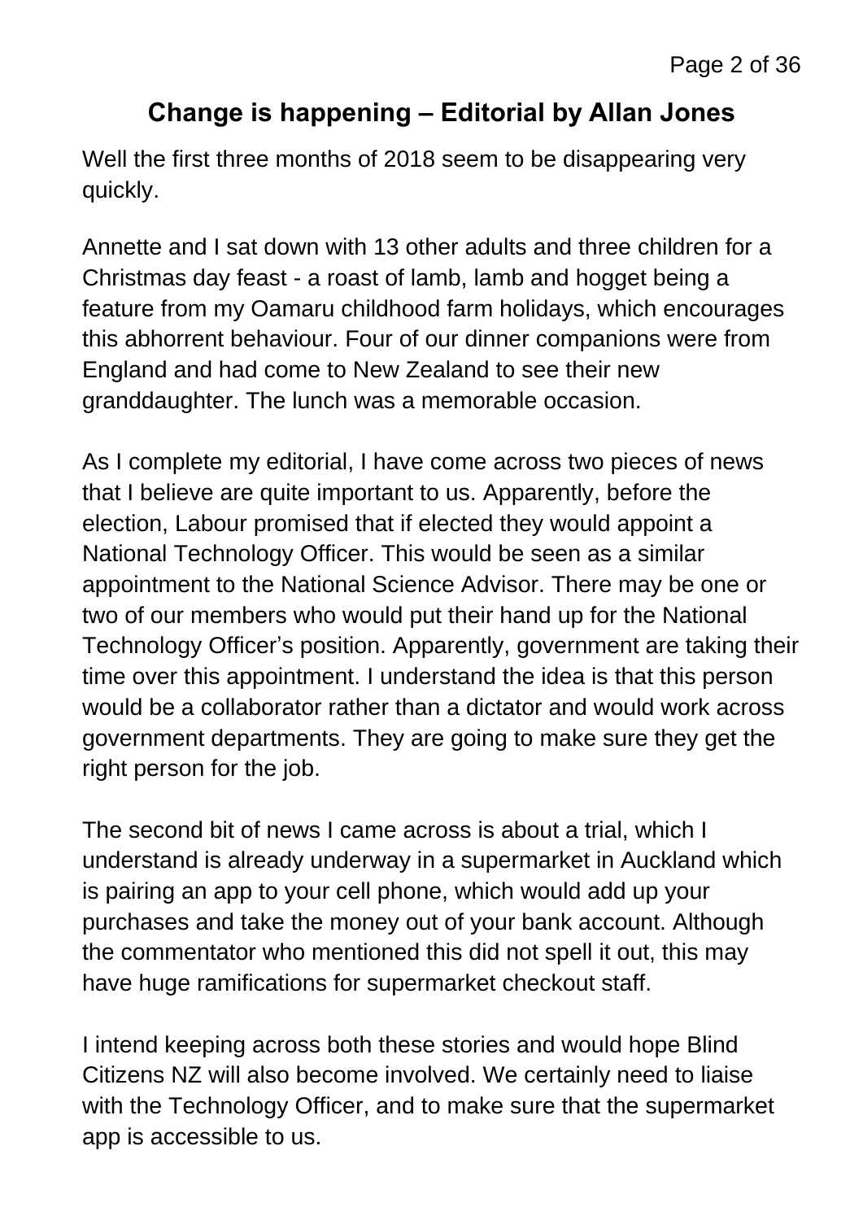## Change is happening – Editorial by Allan Jones

Well the first three months of 2018 seem to be disappearing very quickly.

Annette and I sat down with 13 other adults and three children for a Christmas day feast - a roast of lamb, lamb and hogget being a feature from my Oamaru childhood farm holidays, which encourages this abhorrent behaviour. Four of our dinner companions were from England and had come to New Zealand to see their new granddaughter. The lunch was a memorable occasion.

As I complete my editorial, I have come across two pieces of news that I believe are quite important to us. Apparently, before the election, Labour promised that if elected they would appoint a National Technology Officer. This would be seen as a similar appointment to the National Science Advisor. There may be one or two of our members who would put their hand up for the National Technology Officer's position. Apparently, government are taking their time over this appointment. I understand the idea is that this person would be a collaborator rather than a dictator and would work across government departments. They are going to make sure they get the right person for the job.

The second bit of news I came across is about a trial, which I understand is already underway in a supermarket in Auckland which is pairing an app to your cell phone, which would add up your purchases and take the money out of your bank account. Although the commentator who mentioned this did not spell it out, this may have huge ramifications for supermarket checkout staff.

I intend keeping across both these stories and would hope Blind Citizens NZ will also become involved. We certainly need to liaise with the Technology Officer, and to make sure that the supermarket app is accessible to us.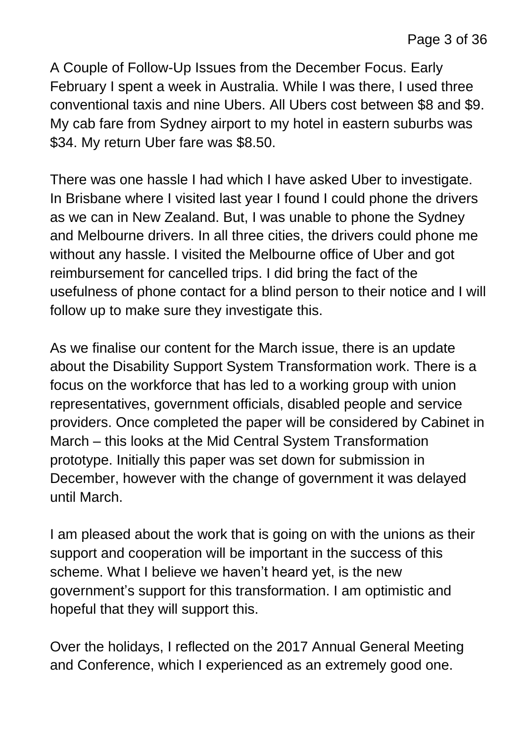A Couple of Follow-Up Issues from the December Focus. Early February I spent a week in Australia. While I was there, I used three conventional taxis and nine Ubers. All Ubers cost between $8 and $9. My cab fare from Sydney airport to my hotel in eastern suburbs was $34. My return Uber fare was $8.50.

There was one hassle I had which I have asked Uber to investigate. In Brisbane where I visited last year I found I could phone the drivers as we can in New Zealand. But, I was unable to phone the Sydney and Melbourne drivers. In all three cities, the drivers could phone me without any hassle. I visited the Melbourne office of Uber and got reimbursement for cancelled trips. I did bring the fact of the usefulness of phone contact for a blind person to their notice and I will follow up to make sure they investigate this.

As we finalise our content for the March issue, there is an update about the Disability Support System Transformation work. There is a focus on the workforce that has led to a working group with union representatives, government officials, disabled people and service providers. Once completed the paper will be considered by Cabinet in March – this looks at the Mid Central System Transformation prototype. Initially this paper was set down for submission in December, however with the change of government it was delayed until March.

I am pleased about the work that is going on with the unions as their support and cooperation will be important in the success of this scheme. What I believe we haven't heard yet, is the new government's support for this transformation. I am optimistic and hopeful that they will support this.

Over the holidays, I reflected on the 2017 Annual General Meeting and Conference, which I experienced as an extremely good one.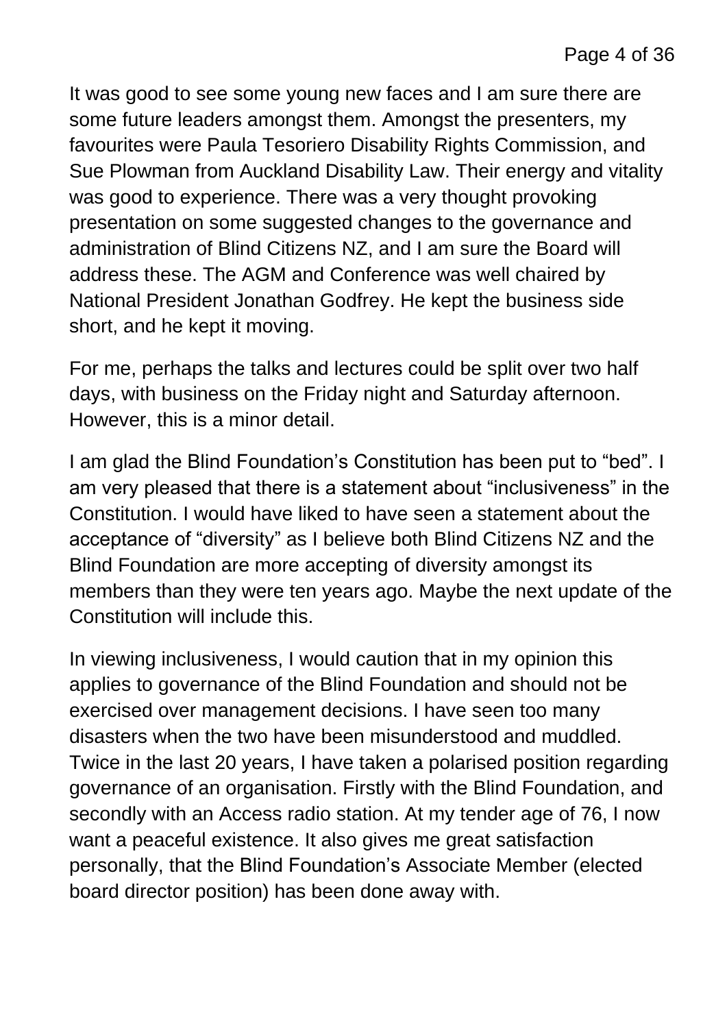It was good to see some young new faces and I am sure there are some future leaders amongst them. Amongst the presenters, my favourites were Paula Tesoriero Disability Rights Commission, and Sue Plowman from Auckland Disability Law. Their energy and vitality was good to experience. There was a very thought provoking presentation on some suggested changes to the governance and administration of Blind Citizens NZ, and I am sure the Board will address these. The AGM and Conference was well chaired by National President Jonathan Godfrey. He kept the business side short, and he kept it moving.

For me, perhaps the talks and lectures could be split over two half days, with business on the Friday night and Saturday afternoon. However, this is a minor detail.

I am glad the Blind Foundation's Constitution has been put to "bed". I am very pleased that there is a statement about "inclusiveness" in the Constitution. I would have liked to have seen a statement about the acceptance of "diversity" as I believe both Blind Citizens NZ and the Blind Foundation are more accepting of diversity amongst its members than they were ten years ago. Maybe the next update of the Constitution will include this.

In viewing inclusiveness, I would caution that in my opinion this applies to governance of the Blind Foundation and should not be exercised over management decisions. I have seen too many disasters when the two have been misunderstood and muddled. Twice in the last 20 years, I have taken a polarised position regarding governance of an organisation. Firstly with the Blind Foundation, and secondly with an Access radio station. At my tender age of 76, I now want a peaceful existence. It also gives me great satisfaction personally, that the Blind Foundation's Associate Member (elected board director position) has been done away with.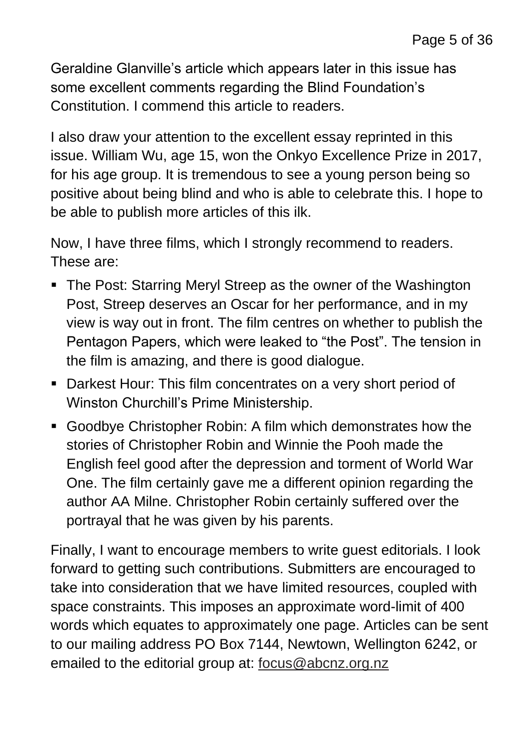Geraldine Glanville's article which appears later in this issue has some excellent comments regarding the Blind Foundation's Constitution. I commend this article to readers.

I also draw your attention to the excellent essay reprinted in this issue. William Wu, age 15, won the Onkyo Excellence Prize in 2017, for his age group. It is tremendous to see a young person being so positive about being blind and who is able to celebrate this. I hope to be able to publish more articles of this ilk.

Now, I have three films, which I strongly recommend to readers. These are:

- The Post: Starring Meryl Streep as the owner of the Washington Post, Streep deserves an Oscar for her performance, and in my view is way out in front. The film centres on whether to publish the Pentagon Papers, which were leaked to "the Post". The tension in the film is amazing, and there is good dialogue.
- Darkest Hour: This film concentrates on a very short period of Winston Churchill's Prime Ministership.
- Goodbye Christopher Robin: A film which demonstrates how the stories of Christopher Robin and Winnie the Pooh made the English feel good after the depression and torment of World War One. The film certainly gave me a different opinion regarding the author AA Milne. Christopher Robin certainly suffered over the portrayal that he was given by his parents.

Finally, I want to encourage members to write guest editorials. I look forward to getting such contributions. Submitters are encouraged to take into consideration that we have limited resources, coupled with space constraints. This imposes an approximate word-limit of 400 words which equates to approximately one page. Articles can be sent to our mailing address PO Box 7144, Newtown, Wellington 6242, or emailed to the editorial group at: [focus@abcnz.org.nz](mailto:focus@abcnz.org.nz)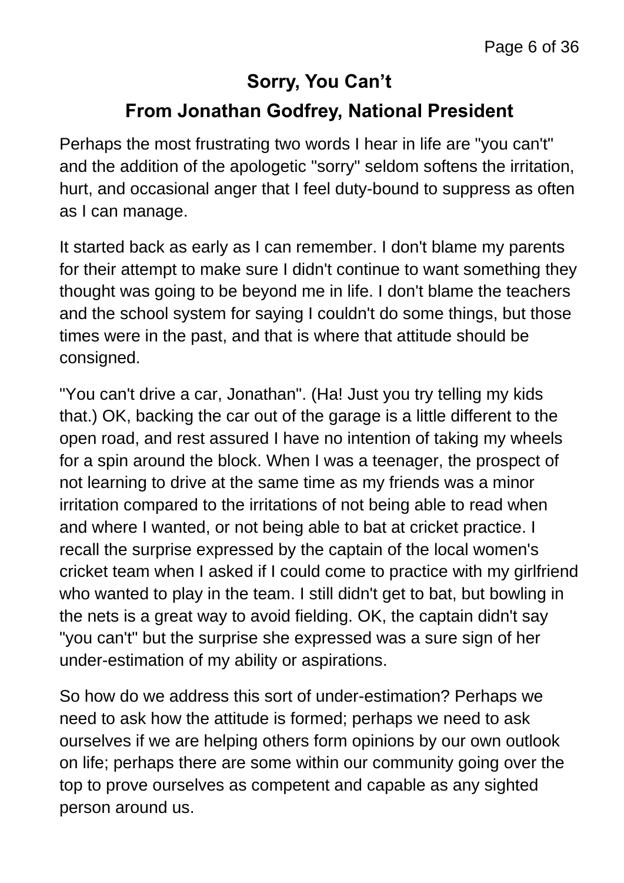## Sorry, You Can't

## From Jonathan Godfrey, National President

Perhaps the most frustrating two words I hear in life are "you can't" and the addition of the apologetic "sorry" seldom softens the irritation, hurt, and occasional anger that I feel duty-bound to suppress as often as I can manage.

It started back as early as I can remember. I don't blame my parents for their attempt to make sure I didn't continue to want something they thought was going to be beyond me in life. I don't blame the teachers and the school system for saying I couldn't do some things, but those times were in the past, and that is where that attitude should be consigned.

"You can't drive a car, Jonathan". (Ha! Just you try telling my kids that.) OK, backing the car out of the garage is a little different to the open road, and rest assured I have no intention of taking my wheels for a spin around the block. When I was a teenager, the prospect of not learning to drive at the same time as my friends was a minor irritation compared to the irritations of not being able to read when and where I wanted, or not being able to bat at cricket practice. I recall the surprise expressed by the captain of the local women's cricket team when I asked if I could come to practice with my girlfriend who wanted to play in the team. I still didn't get to bat, but bowling in the nets is a great way to avoid fielding. OK, the captain didn't say "you can't" but the surprise she expressed was a sure sign of her under-estimation of my ability or aspirations.

So how do we address this sort of under-estimation? Perhaps we need to ask how the attitude is formed; perhaps we need to ask ourselves if we are helping others form opinions by our own outlook on life; perhaps there are some within our community going over the top to prove ourselves as competent and capable as any sighted person around us.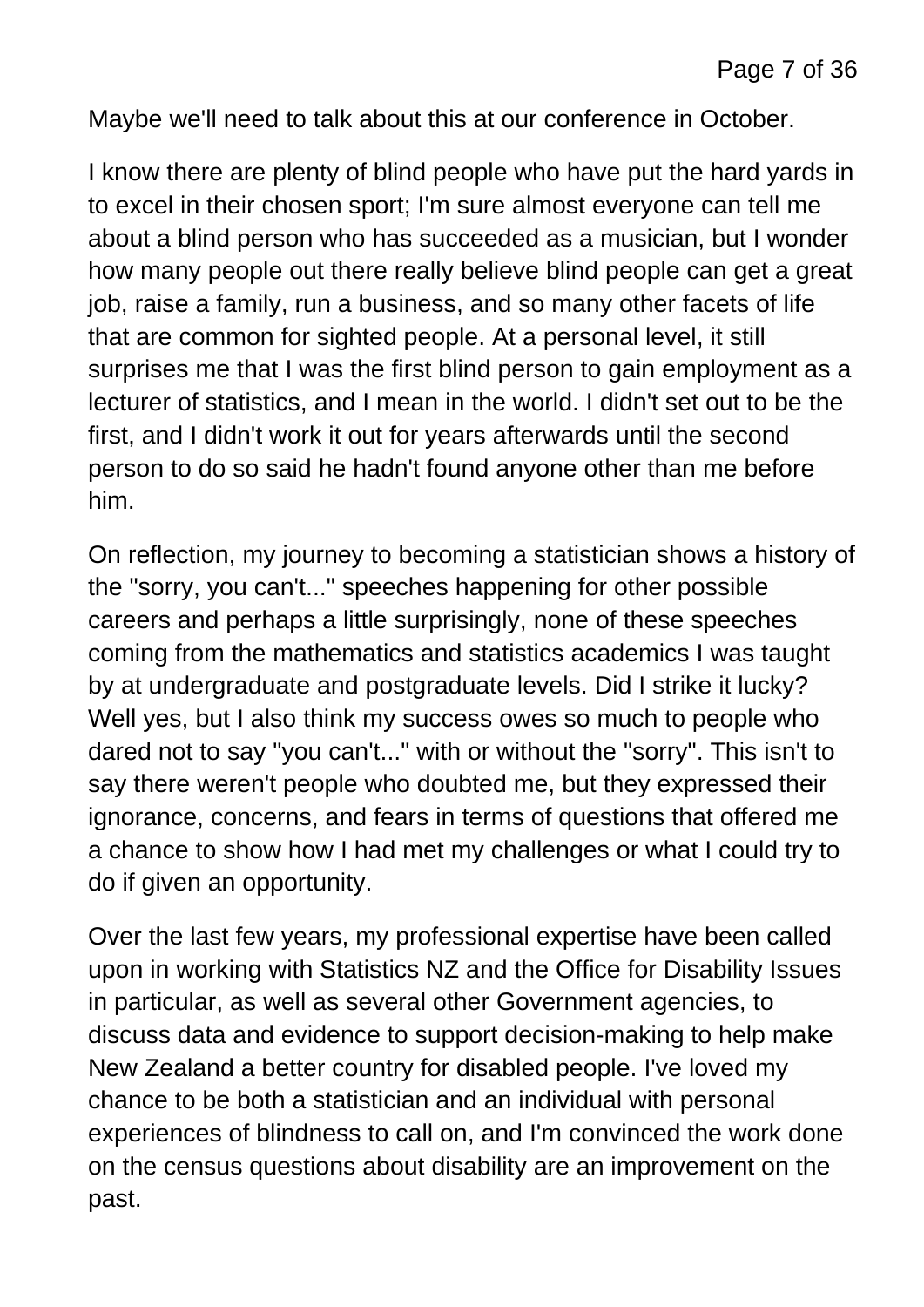Maybe we'll need to talk about this at our conference in October.

I know there are plenty of blind people who have put the hard yards in to excel in their chosen sport; I'm sure almost everyone can tell me about a blind person who has succeeded as a musician, but I wonder how many people out there really believe blind people can get a great job, raise a family, run a business, and so many other facets of life that are common for sighted people. At a personal level, it still surprises me that I was the first blind person to gain employment as a lecturer of statistics, and I mean in the world. I didn't set out to be the first, and I didn't work it out for years afterwards until the second person to do so said he hadn't found anyone other than me before him.

On reflection, my journey to becoming a statistician shows a history of the "sorry, you can't..." speeches happening for other possible careers and perhaps a little surprisingly, none of these speeches coming from the mathematics and statistics academics I was taught by at undergraduate and postgraduate levels. Did I strike it lucky? Well yes, but I also think my success owes so much to people who dared not to say "you can't..." with or without the "sorry". This isn't to say there weren't people who doubted me, but they expressed their ignorance, concerns, and fears in terms of questions that offered me a chance to show how I had met my challenges or what I could try to do if given an opportunity.

Over the last few years, my professional expertise have been called upon in working with Statistics NZ and the Office for Disability Issues in particular, as well as several other Government agencies, to discuss data and evidence to support decision-making to help make New Zealand a better country for disabled people. I've loved my chance to be both a statistician and an individual with personal experiences of blindness to call on, and I'm convinced the work done on the census questions about disability are an improvement on the past.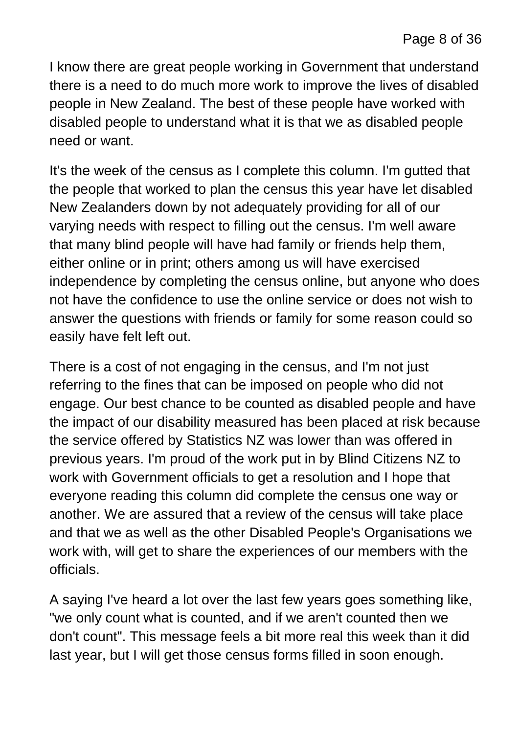I know there are great people working in Government that understand there is a need to do much more work to improve the lives of disabled people in New Zealand. The best of these people have worked with disabled people to understand what it is that we as disabled people need or want.

It's the week of the census as I complete this column. I'm gutted that the people that worked to plan the census this year have let disabled New Zealanders down by not adequately providing for all of our varying needs with respect to filling out the census. I'm well aware that many blind people will have had family or friends help them, either online or in print; others among us will have exercised independence by completing the census online, but anyone who does not have the confidence to use the online service or does not wish to answer the questions with friends or family for some reason could so easily have felt left out.

There is a cost of not engaging in the census, and I'm not just referring to the fines that can be imposed on people who did not engage. Our best chance to be counted as disabled people and have the impact of our disability measured has been placed at risk because the service offered by Statistics NZ was lower than was offered in previous years. I'm proud of the work put in by Blind Citizens NZ to work with Government officials to get a resolution and I hope that everyone reading this column did complete the census one way or another. We are assured that a review of the census will take place and that we as well as the other Disabled People's Organisations we work with, will get to share the experiences of our members with the officials.

A saying I've heard a lot over the last few years goes something like, "we only count what is counted, and if we aren't counted then we don't count". This message feels a bit more real this week than it did last year, but I will get those census forms filled in soon enough.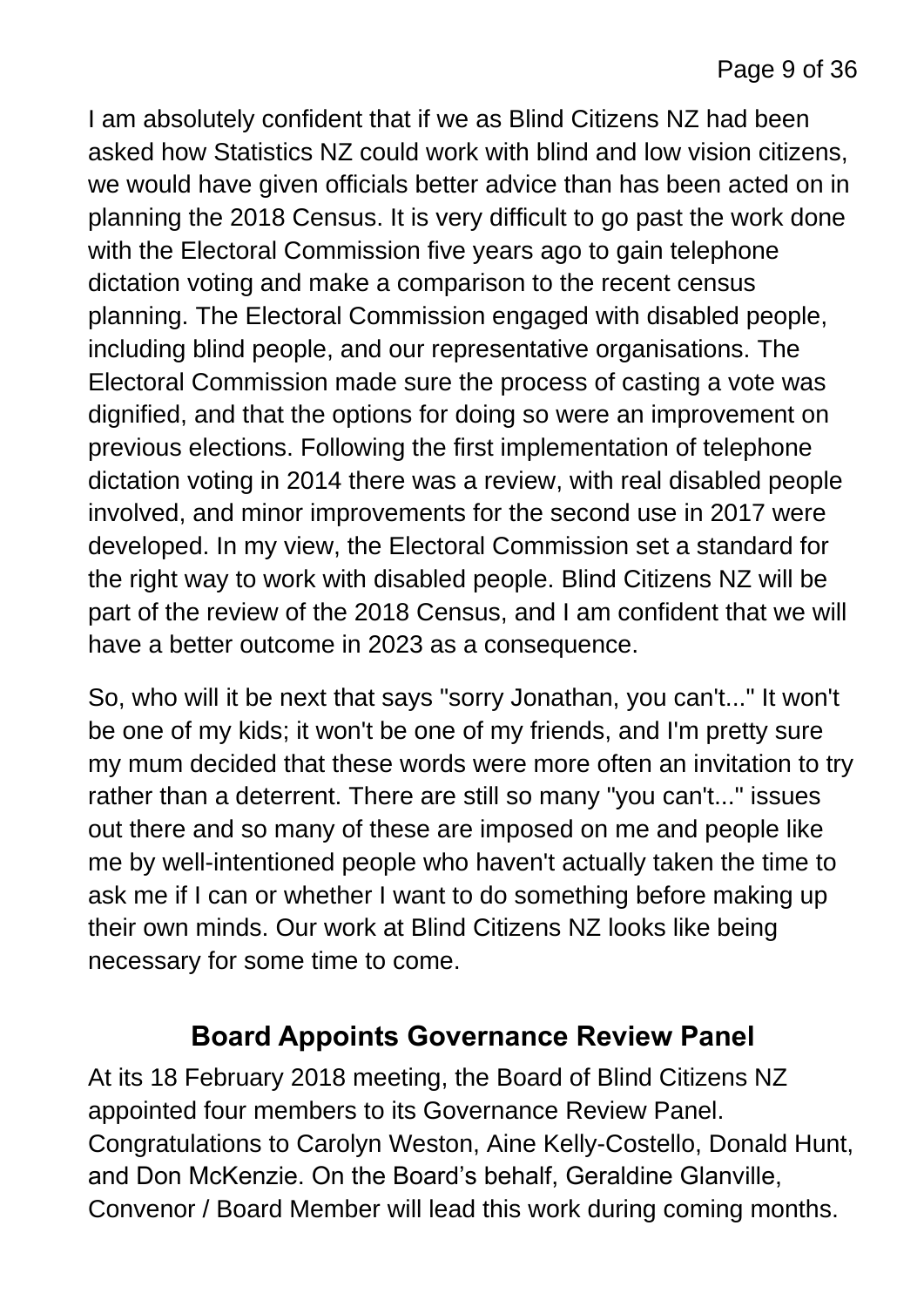I am absolutely confident that if we as Blind Citizens NZ had been asked how Statistics NZ could work with blind and low vision citizens, we would have given officials better advice than has been acted on in planning the 2018 Census. It is very difficult to go past the work done with the Electoral Commission five years ago to gain telephone dictation voting and make a comparison to the recent census planning. The Electoral Commission engaged with disabled people, including blind people, and our representative organisations. The Electoral Commission made sure the process of casting a vote was dignified, and that the options for doing so were an improvement on previous elections. Following the first implementation of telephone dictation voting in 2014 there was a review, with real disabled people involved, and minor improvements for the second use in 2017 were developed. In my view, the Electoral Commission set a standard for the right way to work with disabled people. Blind Citizens NZ will be part of the review of the 2018 Census, and I am confident that we will have a better outcome in 2023 as a consequence.

So, who will it be next that says "sorry Jonathan, you can't..." It won't be one of my kids; it won't be one of my friends, and I'm pretty sure my mum decided that these words were more often an invitation to try rather than a deterrent. There are still so many "you can't..." issues out there and so many of these are imposed on me and people like me by well-intentioned people who haven't actually taken the time to ask me if I can or whether I want to do something before making up their own minds. Our work at Blind Citizens NZ looks like being necessary for some time to come.

## Board Appoints Governance Review Panel

At its 18 February 2018 meeting, the Board of Blind Citizens NZ appointed four members to its Governance Review Panel. Congratulations to Carolyn Weston, Aine Kelly-Costello, Donald Hunt, and Don McKenzie. On the Board's behalf, Geraldine Glanville, Convenor / Board Member will lead this work during coming months.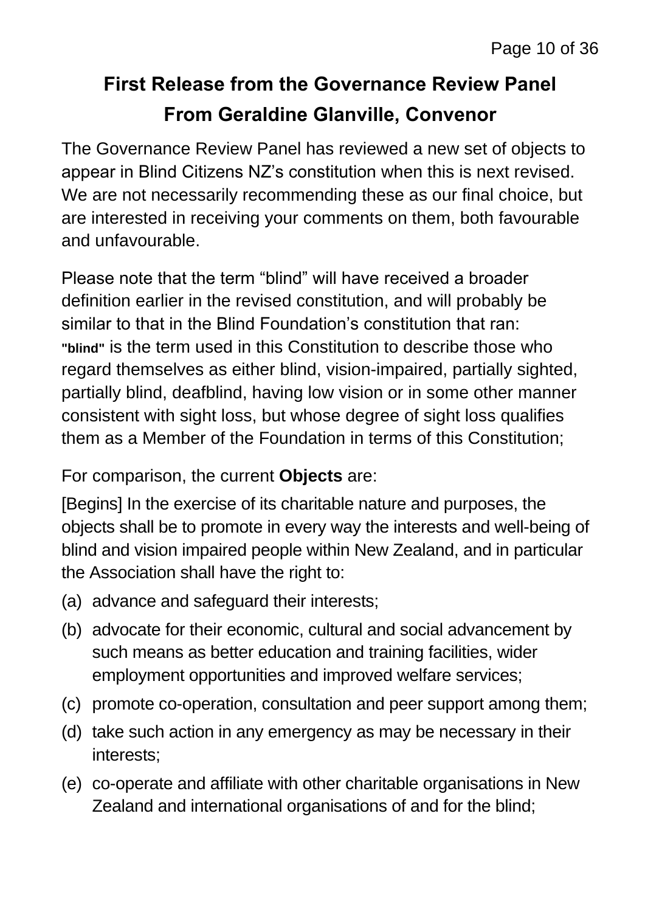## First Release from the Governance Review Panel
## From Geraldine Glanville, Convenor

The Governance Review Panel has reviewed a new set of objects to appear in Blind Citizens NZ's constitution when this is next revised. We are not necessarily recommending these as our final choice, but are interested in receiving your comments on them, both favourable and unfavourable.

Please note that the term "blind" will have received a broader definition earlier in the revised constitution, and will probably be similar to that in the Blind Foundation's constitution that ran: **"blind"** is the term used in this Constitution to describe those who regard themselves as either blind, vision-impaired, partially sighted, partially blind, deafblind, having low vision or in some other manner consistent with sight loss, but whose degree of sight loss qualifies them as a Member of the Foundation in terms of this Constitution;

For comparison, the current **Objects** are:

[Begins] In the exercise of its charitable nature and purposes, the objects shall be to promote in every way the interests and well-being of blind and vision impaired people within New Zealand, and in particular the Association shall have the right to:

(a) advance and safeguard their interests;

(b) advocate for their economic, cultural and social advancement by such means as better education and training facilities, wider employment opportunities and improved welfare services;

(c) promote co-operation, consultation and peer support among them;

(d) take such action in any emergency as may be necessary in their interests;

(e) co-operate and affiliate with other charitable organisations in New Zealand and international organisations of and for the blind;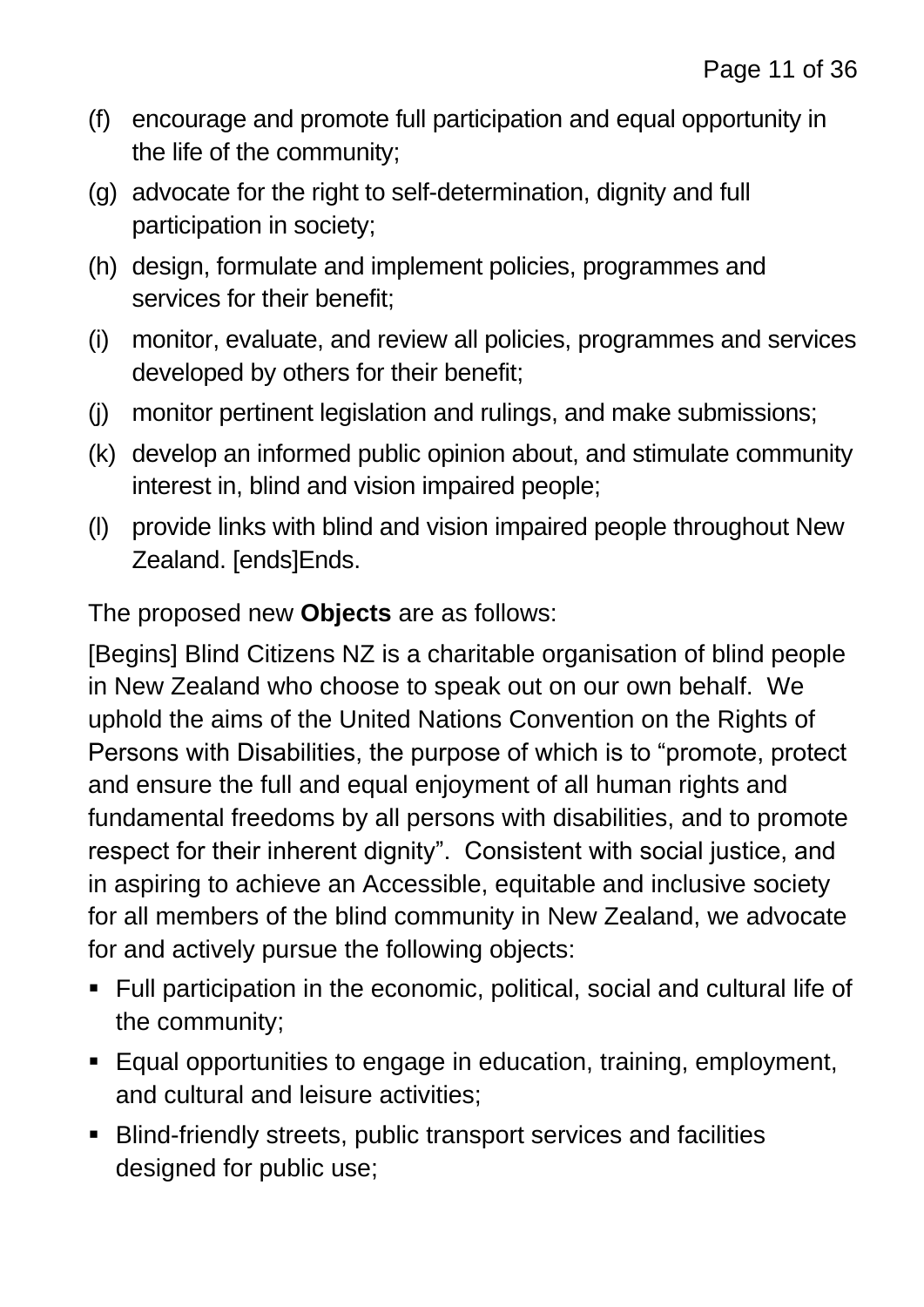(f) encourage and promote full participation and equal opportunity in the life of the community;

(g) advocate for the right to self-determination, dignity and full participation in society;

(h) design, formulate and implement policies, programmes and services for their benefit;

(i) monitor, evaluate, and review all policies, programmes and services developed by others for their benefit;

(j) monitor pertinent legislation and rulings, and make submissions;

(k) develop an informed public opinion about, and stimulate community interest in, blind and vision impaired people;

(l) provide links with blind and vision impaired people throughout New Zealand. [ends]Ends.

The proposed new **Objects** are as follows:

[Begins] Blind Citizens NZ is a charitable organisation of blind people in New Zealand who choose to speak out on our own behalf. We uphold the aims of the United Nations Convention on the Rights of Persons with Disabilities, the purpose of which is to "promote, protect and ensure the full and equal enjoyment of all human rights and fundamental freedoms by all persons with disabilities, and to promote respect for their inherent dignity". Consistent with social justice, and in aspiring to achieve an Accessible, equitable and inclusive society for all members of the blind community in New Zealand, we advocate for and actively pursue the following objects:

- Full participation in the economic, political, social and cultural life of the community;
- Equal opportunities to engage in education, training, employment, and cultural and leisure activities;
- Blind-friendly streets, public transport services and facilities designed for public use;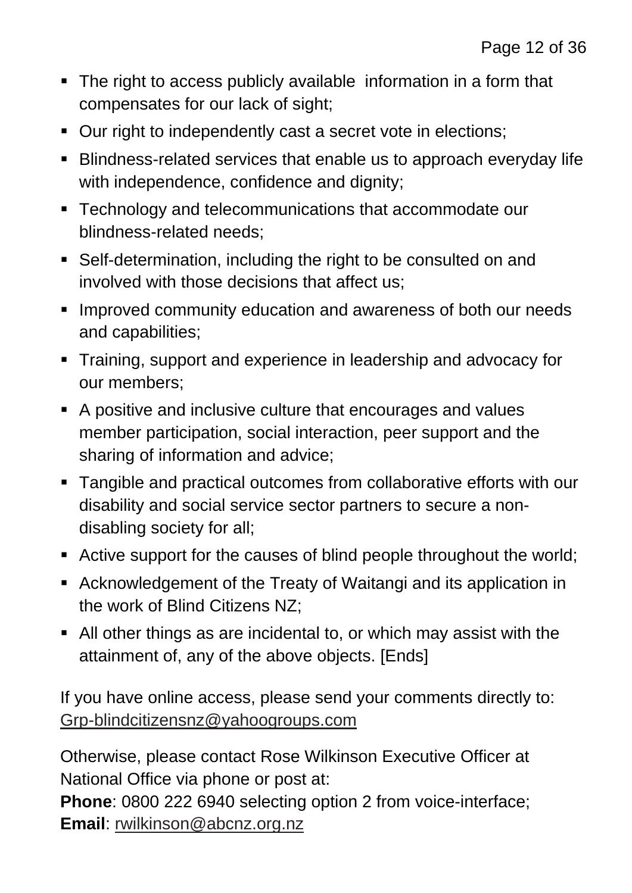- The right to access publicly available  information in a form that compensates for our lack of sight;
- Our right to independently cast a secret vote in elections;
- Blindness-related services that enable us to approach everyday life with independence, confidence and dignity;
- Technology and telecommunications that accommodate our blindness-related needs;
- Self-determination, including the right to be consulted on and involved with those decisions that affect us;
- Improved community education and awareness of both our needs and capabilities;
- Training, support and experience in leadership and advocacy for our members;
- A positive and inclusive culture that encourages and values member participation, social interaction, peer support and the sharing of information and advice;
- Tangible and practical outcomes from collaborative efforts with our disability and social service sector partners to secure a non-disabling society for all;
- Active support for the causes of blind people throughout the world;
- Acknowledgement of the Treaty of Waitangi and its application in the work of Blind Citizens NZ;
- All other things as are incidental to, or which may assist with the attainment of, any of the above objects. [Ends]

If you have online access, please send your comments directly to: Grp-blindcitizensnz@yahoogroups.com

Otherwise, please contact Rose Wilkinson Executive Officer at National Office via phone or post at:
**Phone**: 0800 222 6940 selecting option 2 from voice-interface;
**Email**: rwilkinson@abcnz.org.nz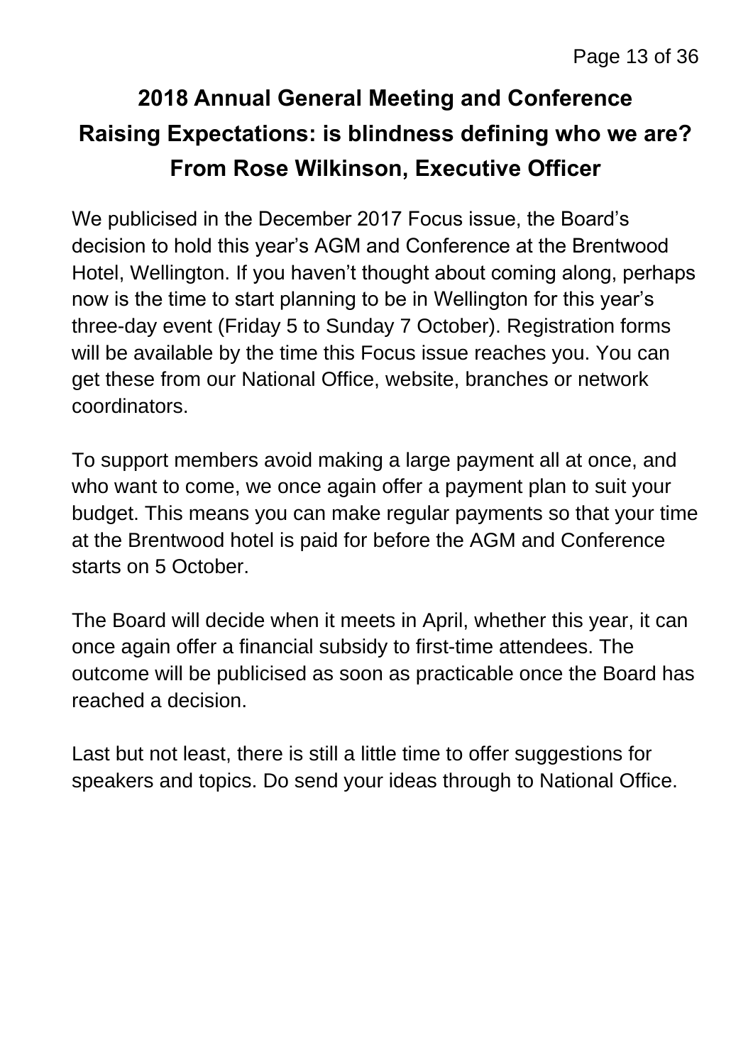## 2018 Annual General Meeting and Conference

## Raising Expectations: is blindness defining who we are?

## From Rose Wilkinson, Executive Officer

We publicised in the December 2017 Focus issue, the Board's decision to hold this year's AGM and Conference at the Brentwood Hotel, Wellington. If you haven't thought about coming along, perhaps now is the time to start planning to be in Wellington for this year's three-day event (Friday 5 to Sunday 7 October). Registration forms will be available by the time this Focus issue reaches you. You can get these from our National Office, website, branches or network coordinators.

To support members avoid making a large payment all at once, and who want to come, we once again offer a payment plan to suit your budget. This means you can make regular payments so that your time at the Brentwood hotel is paid for before the AGM and Conference starts on 5 October.

The Board will decide when it meets in April, whether this year, it can once again offer a financial subsidy to first-time attendees. The outcome will be publicised as soon as practicable once the Board has reached a decision.

Last but not least, there is still a little time to offer suggestions for speakers and topics. Do send your ideas through to National Office.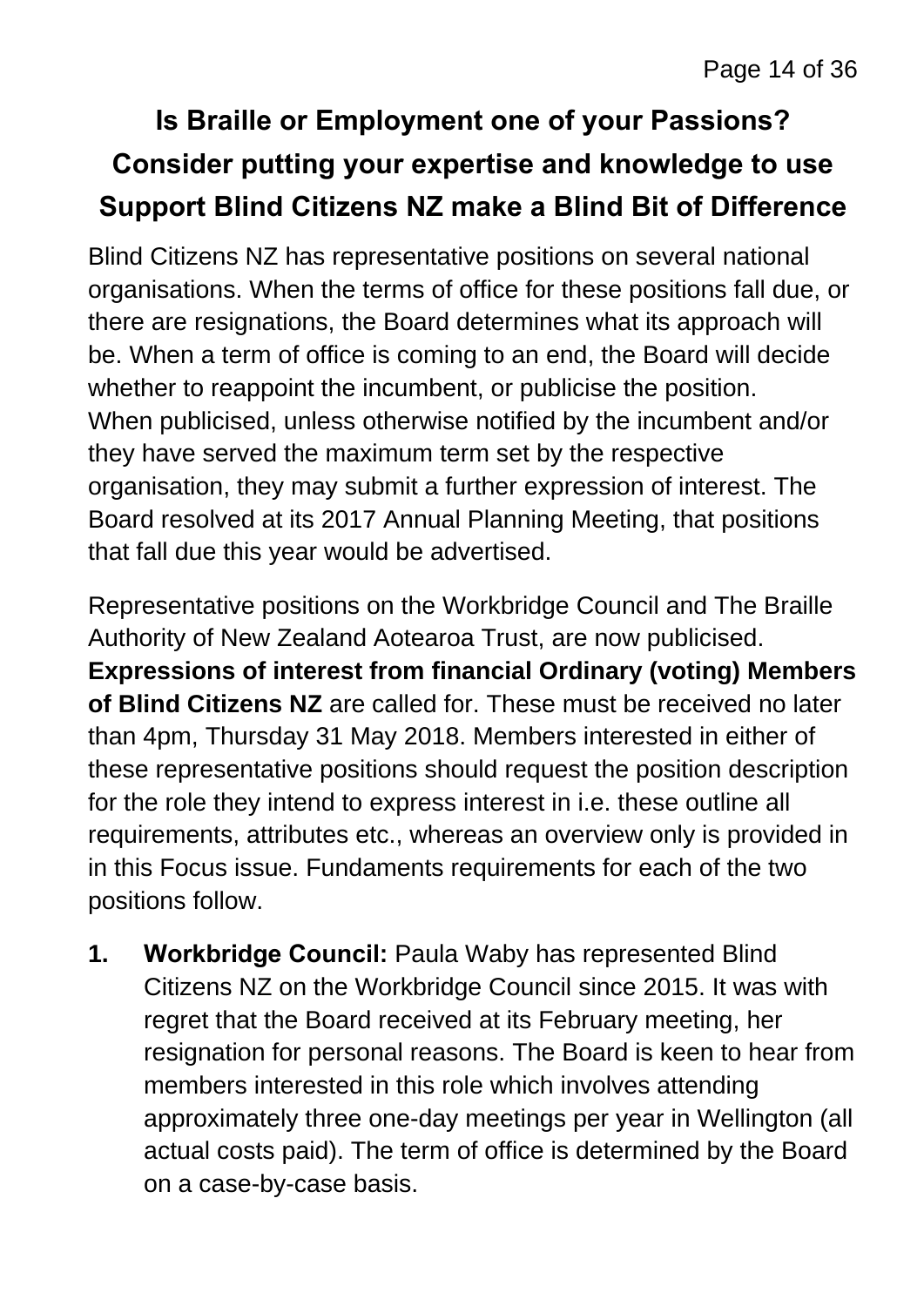## Is Braille or Employment one of your Passions?
## Consider putting your expertise and knowledge to use
## Support Blind Citizens NZ make a Blind Bit of Difference

Blind Citizens NZ has representative positions on several national organisations. When the terms of office for these positions fall due, or there are resignations, the Board determines what its approach will be. When a term of office is coming to an end, the Board will decide whether to reappoint the incumbent, or publicise the position. When publicised, unless otherwise notified by the incumbent and/or they have served the maximum term set by the respective organisation, they may submit a further expression of interest. The Board resolved at its 2017 Annual Planning Meeting, that positions that fall due this year would be advertised.

Representative positions on the Workbridge Council and The Braille Authority of New Zealand Aotearoa Trust, are now publicised. **Expressions of interest from financial Ordinary (voting) Members of Blind Citizens NZ** are called for. These must be received no later than 4pm, Thursday 31 May 2018. Members interested in either of these representative positions should request the position description for the role they intend to express interest in i.e. these outline all requirements, attributes etc., whereas an overview only is provided in in this Focus issue. Fundaments requirements for each of the two positions follow.

1. **Workbridge Council:** Paula Waby has represented Blind Citizens NZ on the Workbridge Council since 2015. It was with regret that the Board received at its February meeting, her resignation for personal reasons. The Board is keen to hear from members interested in this role which involves attending approximately three one-day meetings per year in Wellington (all actual costs paid). The term of office is determined by the Board on a case-by-case basis.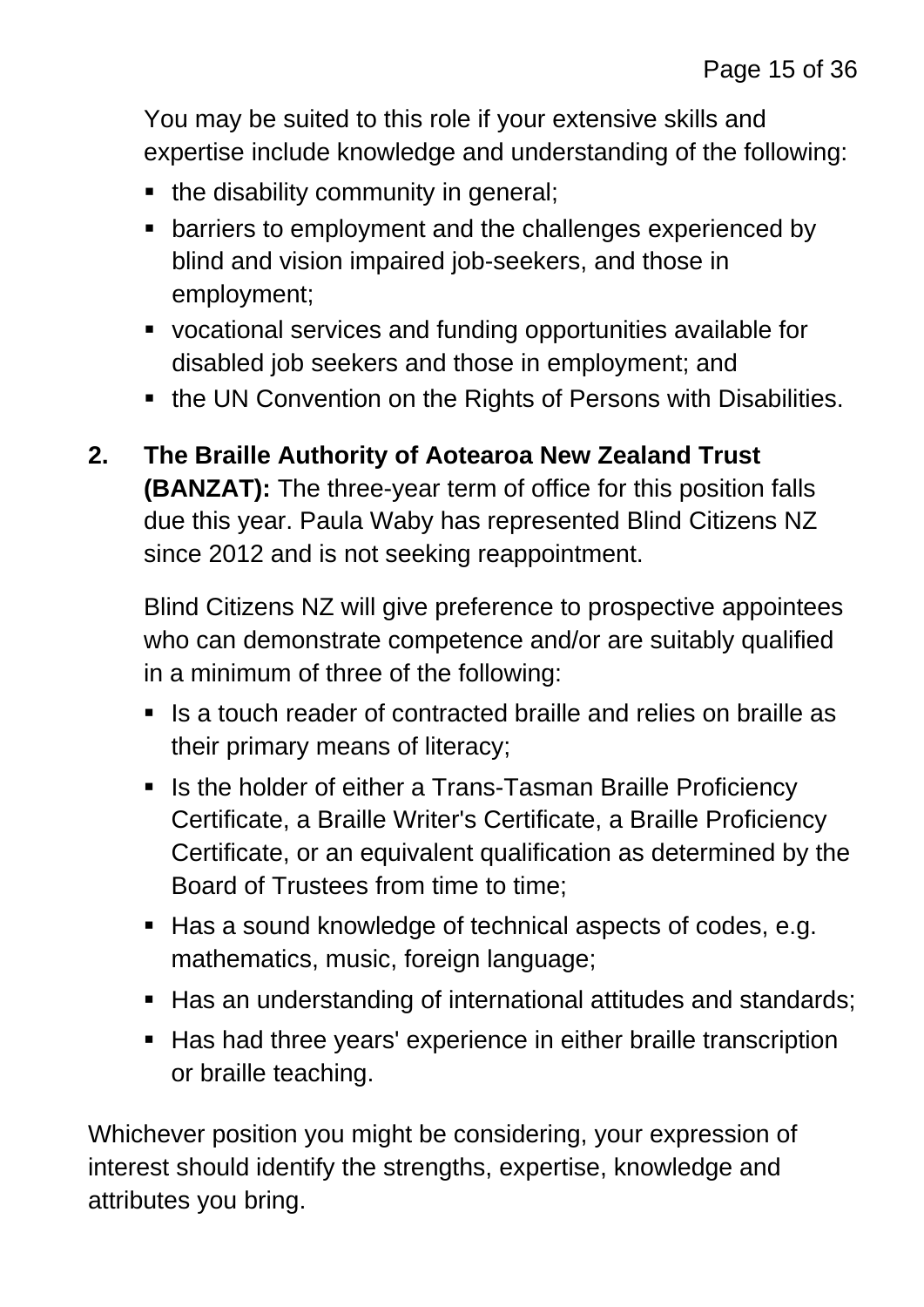You may be suited to this role if your extensive skills and expertise include knowledge and understanding of the following:

- the disability community in general;
- barriers to employment and the challenges experienced by blind and vision impaired job-seekers, and those in employment;
- vocational services and funding opportunities available for disabled job seekers and those in employment; and
- the UN Convention on the Rights of Persons with Disabilities.

2. **The Braille Authority of Aotearoa New Zealand Trust (BANZAT):** The three-year term of office for this position falls due this year. Paula Waby has represented Blind Citizens NZ since 2012 and is not seeking reappointment.

   Blind Citizens NZ will give preference to prospective appointees who can demonstrate competence and/or are suitably qualified in a minimum of three of the following:

   - Is a touch reader of contracted braille and relies on braille as their primary means of literacy;
   - Is the holder of either a Trans-Tasman Braille Proficiency Certificate, a Braille Writer's Certificate, a Braille Proficiency Certificate, or an equivalent qualification as determined by the Board of Trustees from time to time;
   - Has a sound knowledge of technical aspects of codes, e.g. mathematics, music, foreign language;
   - Has an understanding of international attitudes and standards;
   - Has had three years' experience in either braille transcription or braille teaching.

Whichever position you might be considering, your expression of interest should identify the strengths, expertise, knowledge and attributes you bring.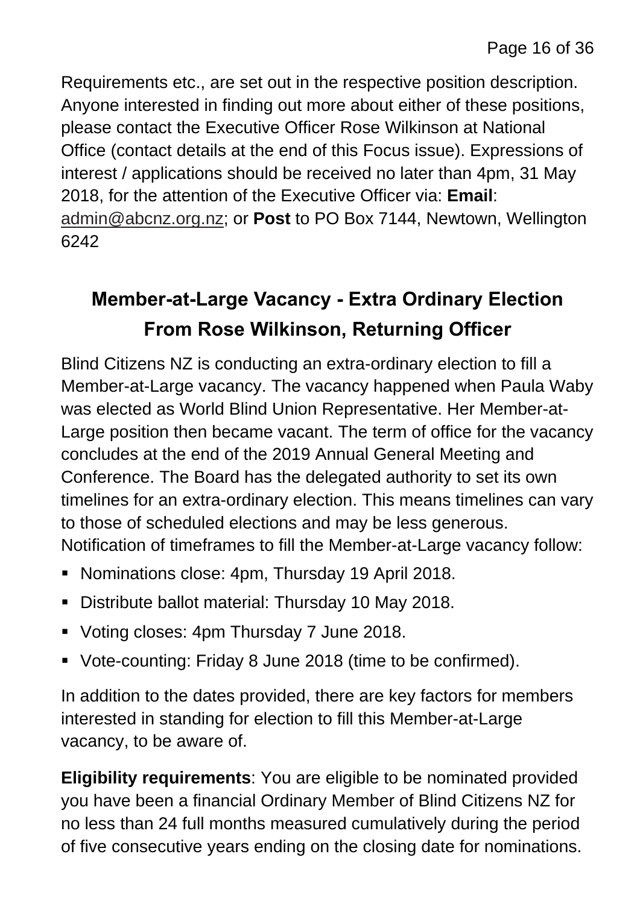Requirements etc., are set out in the respective position description. Anyone interested in finding out more about either of these positions, please contact the Executive Officer Rose Wilkinson at National Office (contact details at the end of this Focus issue). Expressions of interest / applications should be received no later than 4pm, 31 May 2018, for the attention of the Executive Officer via: **Email**: admin@abcnz.org.nz; or **Post** to PO Box 7144, Newtown, Wellington 6242

## Member-at-Large Vacancy - Extra Ordinary Election From Rose Wilkinson, Returning Officer

Blind Citizens NZ is conducting an extra-ordinary election to fill a Member-at-Large vacancy. The vacancy happened when Paula Waby was elected as World Blind Union Representative. Her Member-at-Large position then became vacant. The term of office for the vacancy concludes at the end of the 2019 Annual General Meeting and Conference. The Board has the delegated authority to set its own timelines for an extra-ordinary election. This means timelines can vary to those of scheduled elections and may be less generous. Notification of timeframes to fill the Member-at-Large vacancy follow:

- Nominations close: 4pm, Thursday 19 April 2018.
- Distribute ballot material: Thursday 10 May 2018.
- Voting closes: 4pm Thursday 7 June 2018.
- Vote-counting: Friday 8 June 2018 (time to be confirmed).

In addition to the dates provided, there are key factors for members interested in standing for election to fill this Member-at-Large vacancy, to be aware of.

**Eligibility requirements**: You are eligible to be nominated provided you have been a financial Ordinary Member of Blind Citizens NZ for no less than 24 full months measured cumulatively during the period of five consecutive years ending on the closing date for nominations.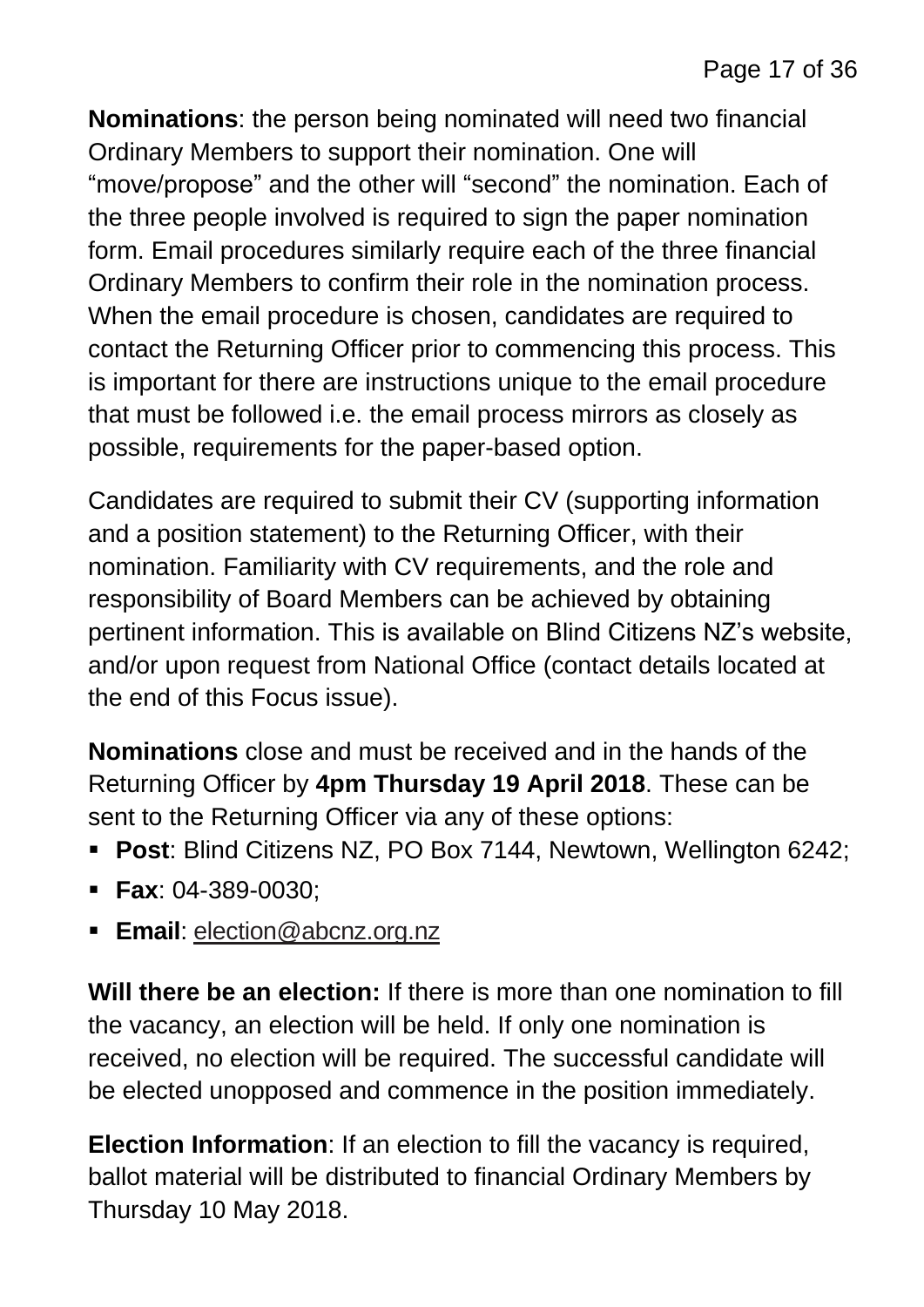**Nominations**: the person being nominated will need two financial Ordinary Members to support their nomination. One will "move/propose" and the other will "second" the nomination. Each of the three people involved is required to sign the paper nomination form. Email procedures similarly require each of the three financial Ordinary Members to confirm their role in the nomination process. When the email procedure is chosen, candidates are required to contact the Returning Officer prior to commencing this process. This is important for there are instructions unique to the email procedure that must be followed i.e. the email process mirrors as closely as possible, requirements for the paper-based option.

Candidates are required to submit their CV (supporting information and a position statement) to the Returning Officer, with their nomination. Familiarity with CV requirements, and the role and responsibility of Board Members can be achieved by obtaining pertinent information. This is available on Blind Citizens NZ's website, and/or upon request from National Office (contact details located at the end of this Focus issue).

**Nominations** close and must be received and in the hands of the Returning Officer by **4pm Thursday 19 April 2018**. These can be sent to the Returning Officer via any of these options:

- **Post**: Blind Citizens NZ, PO Box 7144, Newtown, Wellington 6242;
- **Fax**: 04-389-0030;
- **Email**: election@abcnz.org.nz

**Will there be an election:** If there is more than one nomination to fill the vacancy, an election will be held. If only one nomination is received, no election will be required. The successful candidate will be elected unopposed and commence in the position immediately.

**Election Information**: If an election to fill the vacancy is required, ballot material will be distributed to financial Ordinary Members by Thursday 10 May 2018.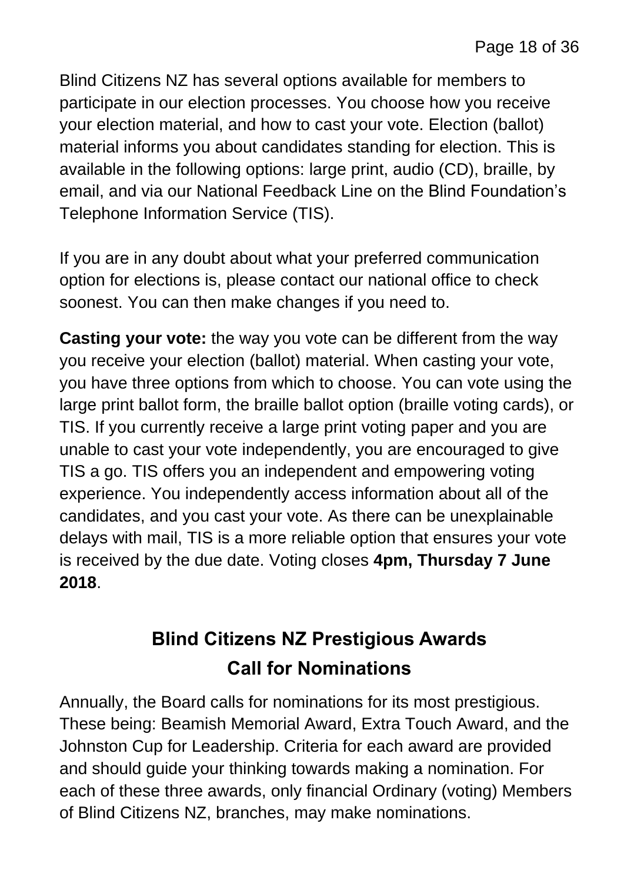Blind Citizens NZ has several options available for members to participate in our election processes. You choose how you receive your election material, and how to cast your vote. Election (ballot) material informs you about candidates standing for election. This is available in the following options: large print, audio (CD), braille, by email, and via our National Feedback Line on the Blind Foundation's Telephone Information Service (TIS).

If you are in any doubt about what your preferred communication option for elections is, please contact our national office to check soonest. You can then make changes if you need to.

**Casting your vote:** the way you vote can be different from the way you receive your election (ballot) material. When casting your vote, you have three options from which to choose. You can vote using the large print ballot form, the braille ballot option (braille voting cards), or TIS. If you currently receive a large print voting paper and you are unable to cast your vote independently, you are encouraged to give TIS a go. TIS offers you an independent and empowering voting experience. You independently access information about all of the candidates, and you cast your vote. As there can be unexplainable delays with mail, TIS is a more reliable option that ensures your vote is received by the due date. Voting closes **4pm, Thursday 7 June 2018**.

## Blind Citizens NZ Prestigious Awards Call for Nominations

Annually, the Board calls for nominations for its most prestigious. These being: Beamish Memorial Award, Extra Touch Award, and the Johnston Cup for Leadership. Criteria for each award are provided and should guide your thinking towards making a nomination. For each of these three awards, only financial Ordinary (voting) Members of Blind Citizens NZ, branches, may make nominations.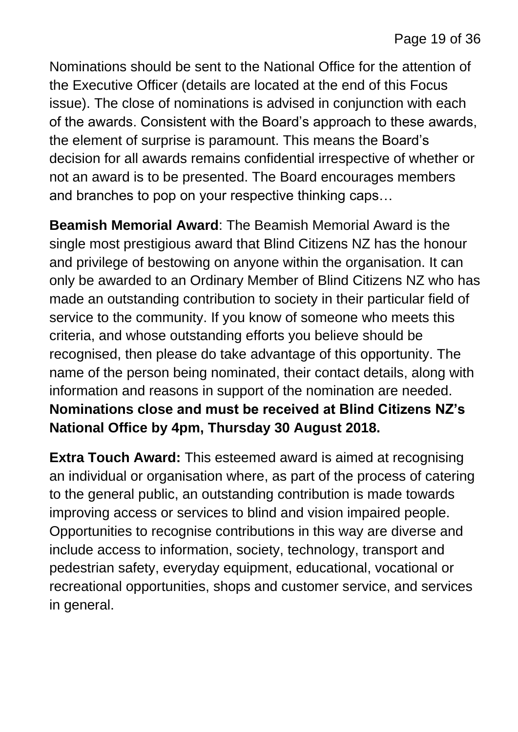Nominations should be sent to the National Office for the attention of the Executive Officer (details are located at the end of this Focus issue). The close of nominations is advised in conjunction with each of the awards. Consistent with the Board's approach to these awards, the element of surprise is paramount. This means the Board's decision for all awards remains confidential irrespective of whether or not an award is to be presented. The Board encourages members and branches to pop on your respective thinking caps…

**Beamish Memorial Award**: The Beamish Memorial Award is the single most prestigious award that Blind Citizens NZ has the honour and privilege of bestowing on anyone within the organisation. It can only be awarded to an Ordinary Member of Blind Citizens NZ who has made an outstanding contribution to society in their particular field of service to the community. If you know of someone who meets this criteria, and whose outstanding efforts you believe should be recognised, then please do take advantage of this opportunity. The name of the person being nominated, their contact details, along with information and reasons in support of the nomination are needed. **Nominations close and must be received at Blind Citizens NZ's National Office by 4pm, Thursday 30 August 2018.**

**Extra Touch Award:** This esteemed award is aimed at recognising an individual or organisation where, as part of the process of catering to the general public, an outstanding contribution is made towards improving access or services to blind and vision impaired people. Opportunities to recognise contributions in this way are diverse and include access to information, society, technology, transport and pedestrian safety, everyday equipment, educational, vocational or recreational opportunities, shops and customer service, and services in general.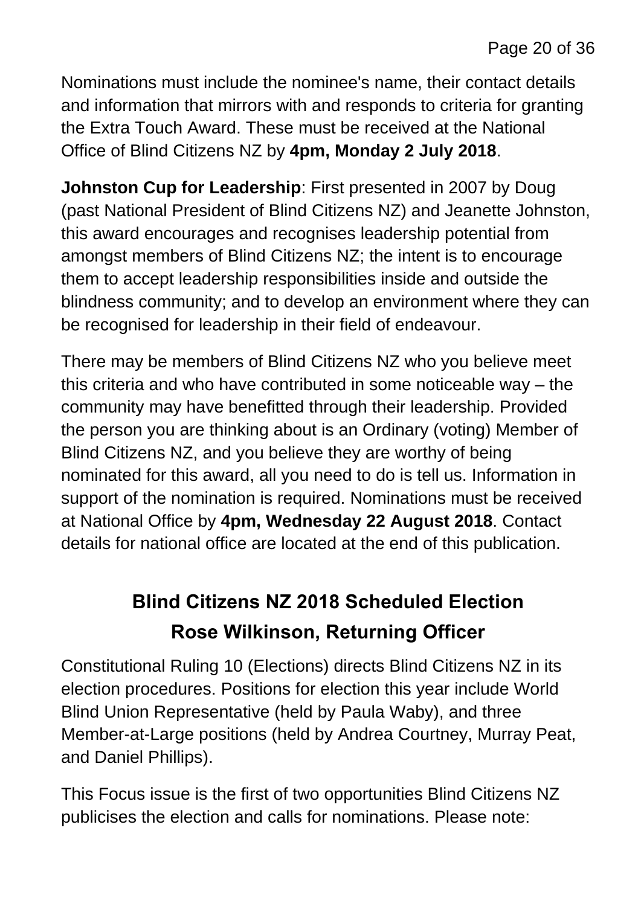Nominations must include the nominee's name, their contact details and information that mirrors with and responds to criteria for granting the Extra Touch Award. These must be received at the National Office of Blind Citizens NZ by **4pm, Monday 2 July 2018**.

**Johnston Cup for Leadership**: First presented in 2007 by Doug (past National President of Blind Citizens NZ) and Jeanette Johnston, this award encourages and recognises leadership potential from amongst members of Blind Citizens NZ; the intent is to encourage them to accept leadership responsibilities inside and outside the blindness community; and to develop an environment where they can be recognised for leadership in their field of endeavour.

There may be members of Blind Citizens NZ who you believe meet this criteria and who have contributed in some noticeable way – the community may have benefitted through their leadership. Provided the person you are thinking about is an Ordinary (voting) Member of Blind Citizens NZ, and you believe they are worthy of being nominated for this award, all you need to do is tell us. Information in support of the nomination is required. Nominations must be received at National Office by **4pm, Wednesday 22 August 2018**. Contact details for national office are located at the end of this publication.

## Blind Citizens NZ 2018 Scheduled Election
## Rose Wilkinson, Returning Officer

Constitutional Ruling 10 (Elections) directs Blind Citizens NZ in its election procedures. Positions for election this year include World Blind Union Representative (held by Paula Waby), and three Member-at-Large positions (held by Andrea Courtney, Murray Peat, and Daniel Phillips).

This Focus issue is the first of two opportunities Blind Citizens NZ publicises the election and calls for nominations. Please note: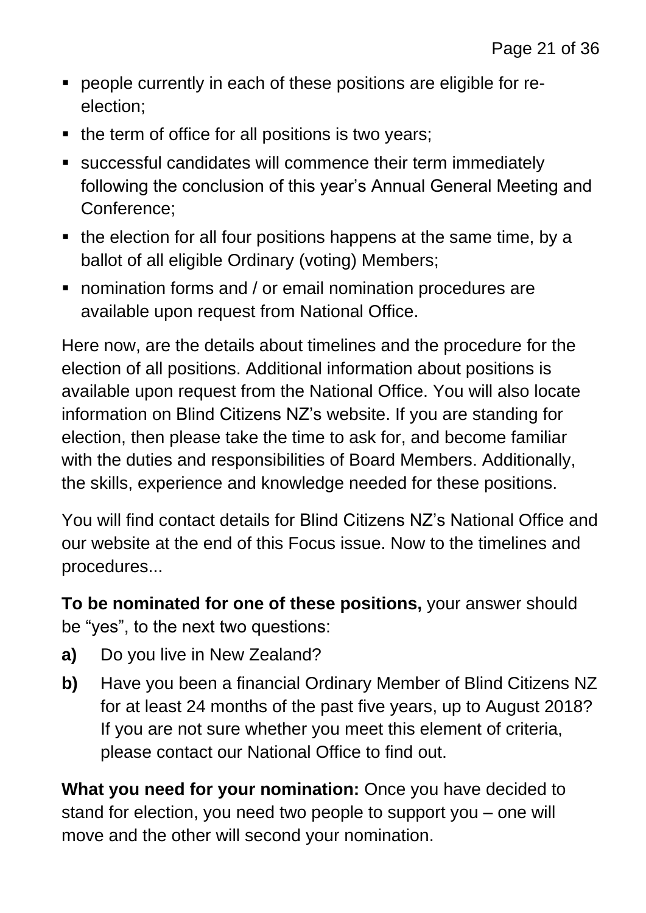- people currently in each of these positions are eligible for re-election;
- the term of office for all positions is two years;
- successful candidates will commence their term immediately following the conclusion of this year's Annual General Meeting and Conference;
- the election for all four positions happens at the same time, by a ballot of all eligible Ordinary (voting) Members;
- nomination forms and / or email nomination procedures are available upon request from National Office.

Here now, are the details about timelines and the procedure for the election of all positions. Additional information about positions is available upon request from the National Office. You will also locate information on Blind Citizens NZ's website. If you are standing for election, then please take the time to ask for, and become familiar with the duties and responsibilities of Board Members. Additionally, the skills, experience and knowledge needed for these positions.

You will find contact details for Blind Citizens NZ's National Office and our website at the end of this Focus issue. Now to the timelines and procedures...

**To be nominated for one of these positions,** your answer should be "yes", to the next two questions:

**a)** Do you live in New Zealand?

**b)** Have you been a financial Ordinary Member of Blind Citizens NZ for at least 24 months of the past five years, up to August 2018? If you are not sure whether you meet this element of criteria, please contact our National Office to find out.

**What you need for your nomination:** Once you have decided to stand for election, you need two people to support you – one will move and the other will second your nomination.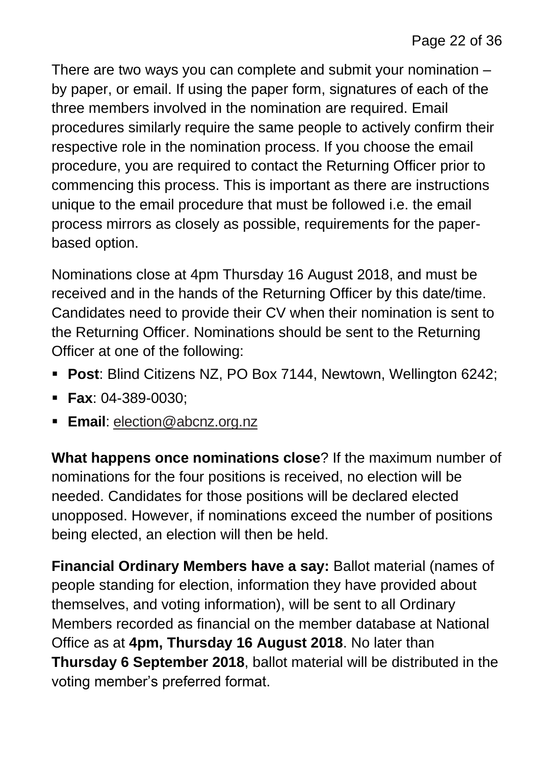There are two ways you can complete and submit your nomination – by paper, or email. If using the paper form, signatures of each of the three members involved in the nomination are required. Email procedures similarly require the same people to actively confirm their respective role in the nomination process. If you choose the email procedure, you are required to contact the Returning Officer prior to commencing this process. This is important as there are instructions unique to the email procedure that must be followed i.e. the email process mirrors as closely as possible, requirements for the paper-based option.

Nominations close at 4pm Thursday 16 August 2018, and must be received and in the hands of the Returning Officer by this date/time. Candidates need to provide their CV when their nomination is sent to the Returning Officer. Nominations should be sent to the Returning Officer at one of the following:

- **Post**: Blind Citizens NZ, PO Box 7144, Newtown, Wellington 6242;
- **Fax**: 04-389-0030;
- **Email**: election@abcnz.org.nz

**What happens once nominations close**? If the maximum number of nominations for the four positions is received, no election will be needed. Candidates for those positions will be declared elected unopposed. However, if nominations exceed the number of positions being elected, an election will then be held.

**Financial Ordinary Members have a say:** Ballot material (names of people standing for election, information they have provided about themselves, and voting information), will be sent to all Ordinary Members recorded as financial on the member database at National Office as at **4pm, Thursday 16 August 2018**. No later than **Thursday 6 September 2018**, ballot material will be distributed in the voting member's preferred format.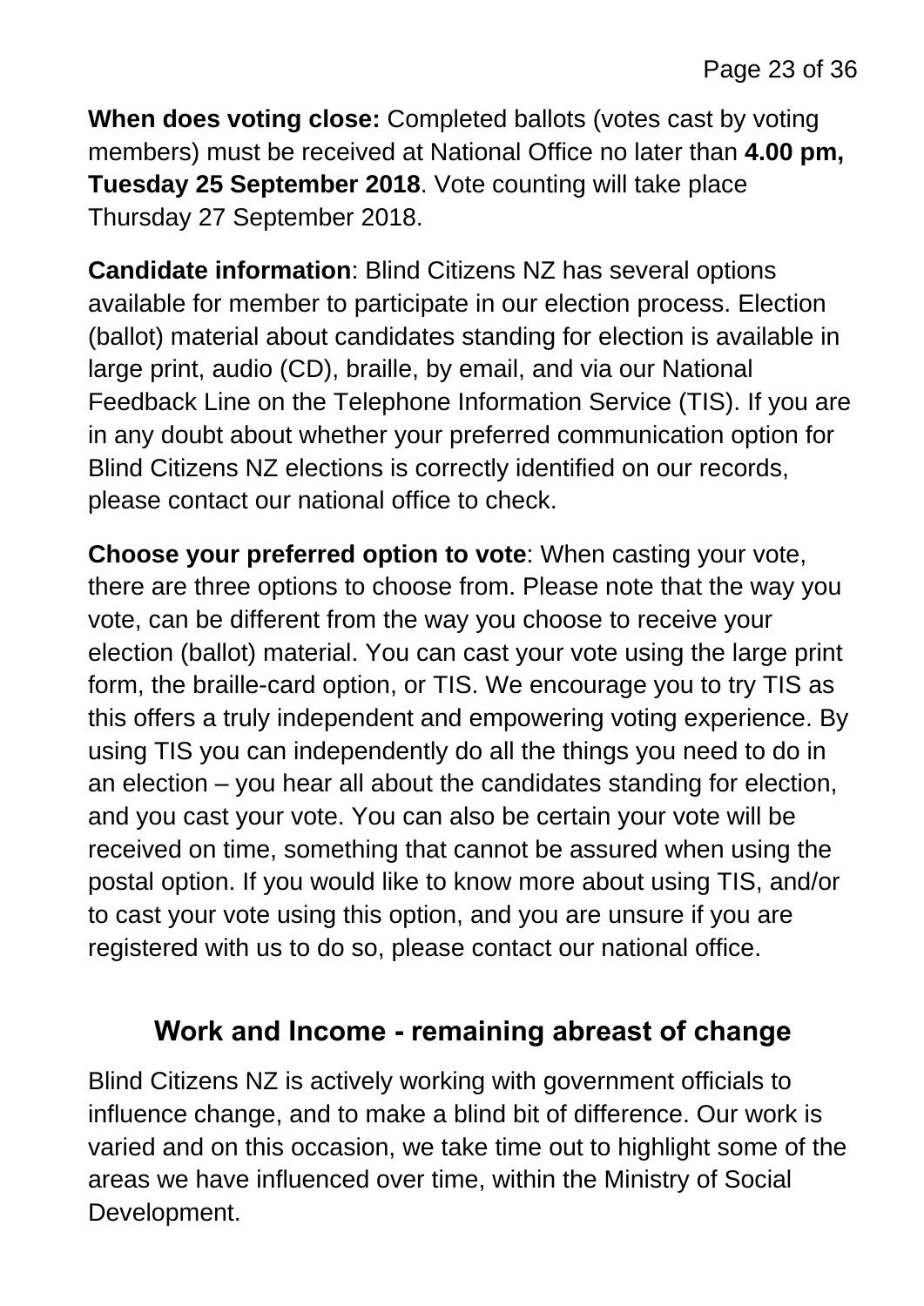**When does voting close:** Completed ballots (votes cast by voting members) must be received at National Office no later than **4.00 pm, Tuesday 25 September 2018**. Vote counting will take place Thursday 27 September 2018.

**Candidate information**: Blind Citizens NZ has several options available for member to participate in our election process. Election (ballot) material about candidates standing for election is available in large print, audio (CD), braille, by email, and via our National Feedback Line on the Telephone Information Service (TIS). If you are in any doubt about whether your preferred communication option for Blind Citizens NZ elections is correctly identified on our records, please contact our national office to check.

**Choose your preferred option to vote**: When casting your vote, there are three options to choose from. Please note that the way you vote, can be different from the way you choose to receive your election (ballot) material. You can cast your vote using the large print form, the braille-card option, or TIS. We encourage you to try TIS as this offers a truly independent and empowering voting experience. By using TIS you can independently do all the things you need to do in an election – you hear all about the candidates standing for election, and you cast your vote. You can also be certain your vote will be received on time, something that cannot be assured when using the postal option. If you would like to know more about using TIS, and/or to cast your vote using this option, and you are unsure if you are registered with us to do so, please contact our national office.

## Work and Income - remaining abreast of change

Blind Citizens NZ is actively working with government officials to influence change, and to make a blind bit of difference. Our work is varied and on this occasion, we take time out to highlight some of the areas we have influenced over time, within the Ministry of Social Development.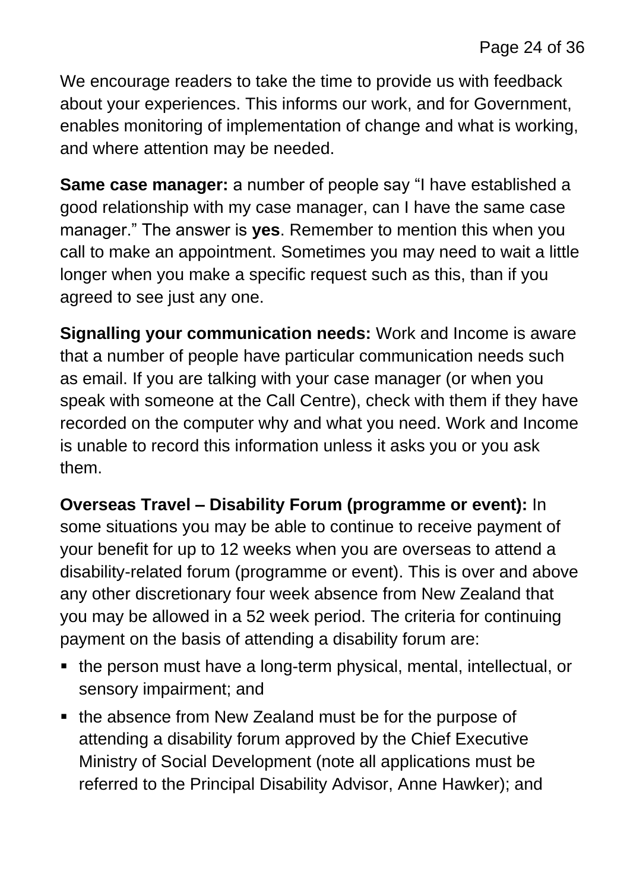We encourage readers to take the time to provide us with feedback about your experiences. This informs our work, and for Government, enables monitoring of implementation of change and what is working, and where attention may be needed.

**Same case manager:** a number of people say "I have established a good relationship with my case manager, can I have the same case manager." The answer is **yes**. Remember to mention this when you call to make an appointment. Sometimes you may need to wait a little longer when you make a specific request such as this, than if you agreed to see just any one.

**Signalling your communication needs:** Work and Income is aware that a number of people have particular communication needs such as email. If you are talking with your case manager (or when you speak with someone at the Call Centre), check with them if they have recorded on the computer why and what you need. Work and Income is unable to record this information unless it asks you or you ask them.

**Overseas Travel – Disability Forum (programme or event):** In some situations you may be able to continue to receive payment of your benefit for up to 12 weeks when you are overseas to attend a disability-related forum (programme or event). This is over and above any other discretionary four week absence from New Zealand that you may be allowed in a 52 week period. The criteria for continuing payment on the basis of attending a disability forum are:

- the person must have a long-term physical, mental, intellectual, or sensory impairment; and
- the absence from New Zealand must be for the purpose of attending a disability forum approved by the Chief Executive Ministry of Social Development (note all applications must be referred to the Principal Disability Advisor, Anne Hawker); and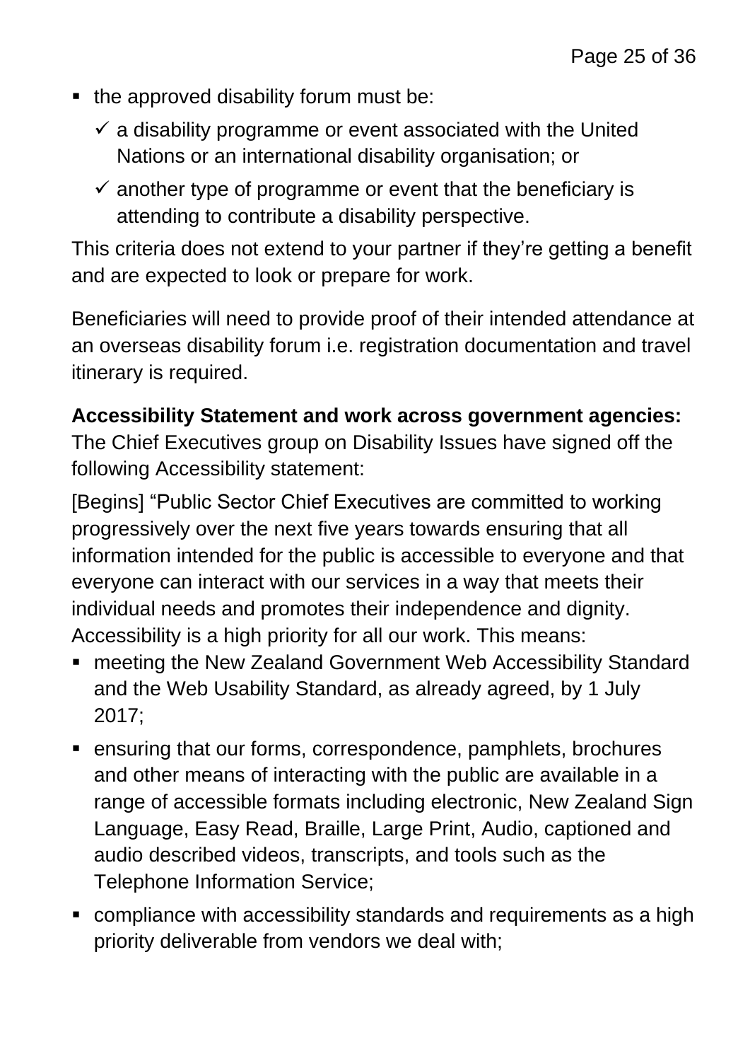- the approved disability forum must be:
  - ✓ a disability programme or event associated with the United Nations or an international disability organisation; or
  - ✓ another type of programme or event that the beneficiary is attending to contribute a disability perspective.

This criteria does not extend to your partner if they're getting a benefit and are expected to look or prepare for work.

Beneficiaries will need to provide proof of their intended attendance at an overseas disability forum i.e. registration documentation and travel itinerary is required.

**Accessibility Statement and work across government agencies:** The Chief Executives group on Disability Issues have signed off the following Accessibility statement:

[Begins] "Public Sector Chief Executives are committed to working progressively over the next five years towards ensuring that all information intended for the public is accessible to everyone and that everyone can interact with our services in a way that meets their individual needs and promotes their independence and dignity. Accessibility is a high priority for all our work. This means:

- meeting the New Zealand Government Web Accessibility Standard and the Web Usability Standard, as already agreed, by 1 July 2017;
- ensuring that our forms, correspondence, pamphlets, brochures and other means of interacting with the public are available in a range of accessible formats including electronic, New Zealand Sign Language, Easy Read, Braille, Large Print, Audio, captioned and audio described videos, transcripts, and tools such as the Telephone Information Service;
- compliance with accessibility standards and requirements as a high priority deliverable from vendors we deal with;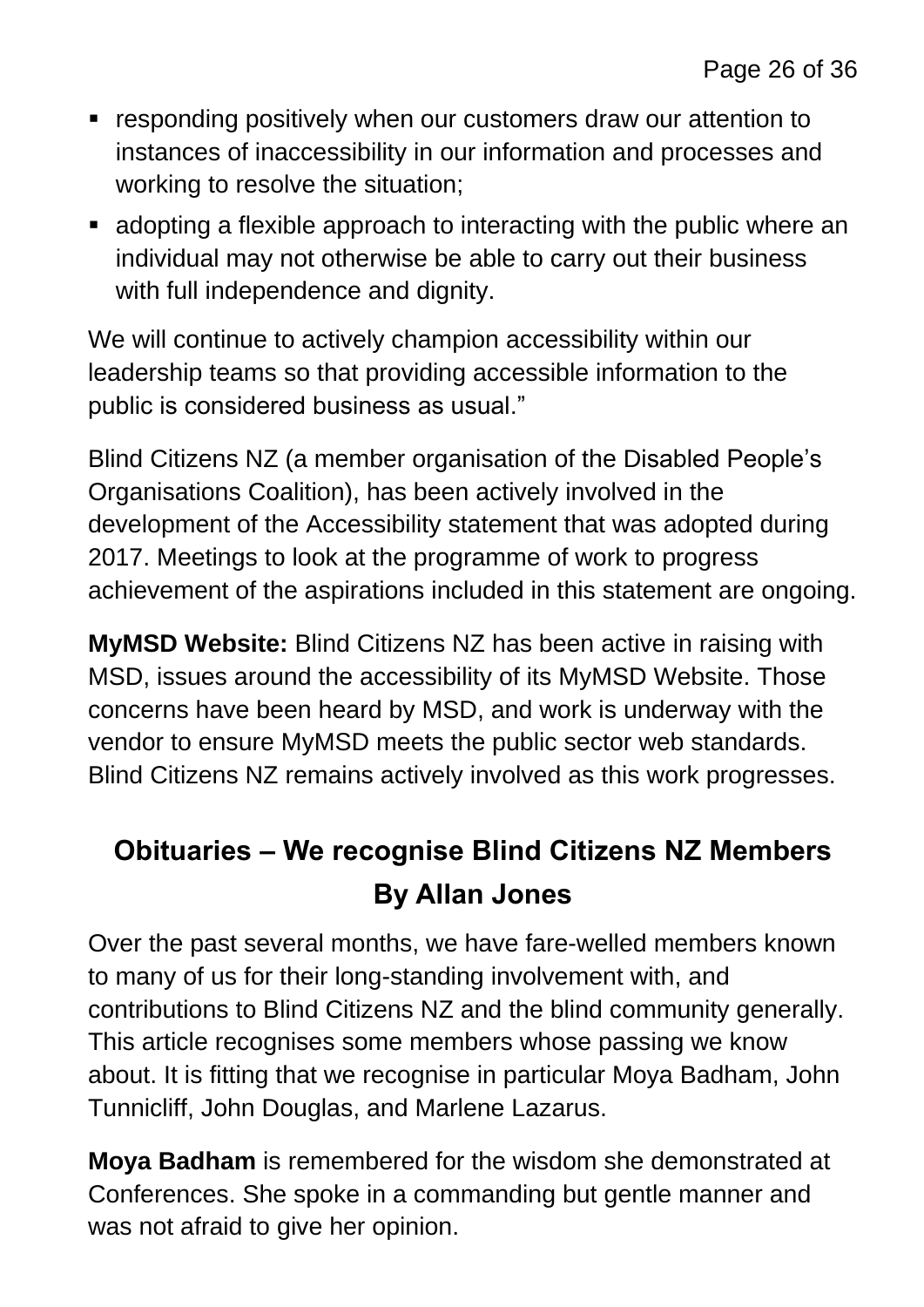- responding positively when our customers draw our attention to instances of inaccessibility in our information and processes and working to resolve the situation;
- adopting a flexible approach to interacting with the public where an individual may not otherwise be able to carry out their business with full independence and dignity.

We will continue to actively champion accessibility within our leadership teams so that providing accessible information to the public is considered business as usual."

Blind Citizens NZ (a member organisation of the Disabled People's Organisations Coalition), has been actively involved in the development of the Accessibility statement that was adopted during 2017. Meetings to look at the programme of work to progress achievement of the aspirations included in this statement are ongoing.

**MyMSD Website:** Blind Citizens NZ has been active in raising with MSD, issues around the accessibility of its MyMSD Website. Those concerns have been heard by MSD, and work is underway with the vendor to ensure MyMSD meets the public sector web standards. Blind Citizens NZ remains actively involved as this work progresses.

## Obituaries – We recognise Blind Citizens NZ Members By Allan Jones

Over the past several months, we have fare-welled members known to many of us for their long-standing involvement with, and contributions to Blind Citizens NZ and the blind community generally. This article recognises some members whose passing we know about. It is fitting that we recognise in particular Moya Badham, John Tunnicliff, John Douglas, and Marlene Lazarus.

**Moya Badham** is remembered for the wisdom she demonstrated at Conferences. She spoke in a commanding but gentle manner and was not afraid to give her opinion.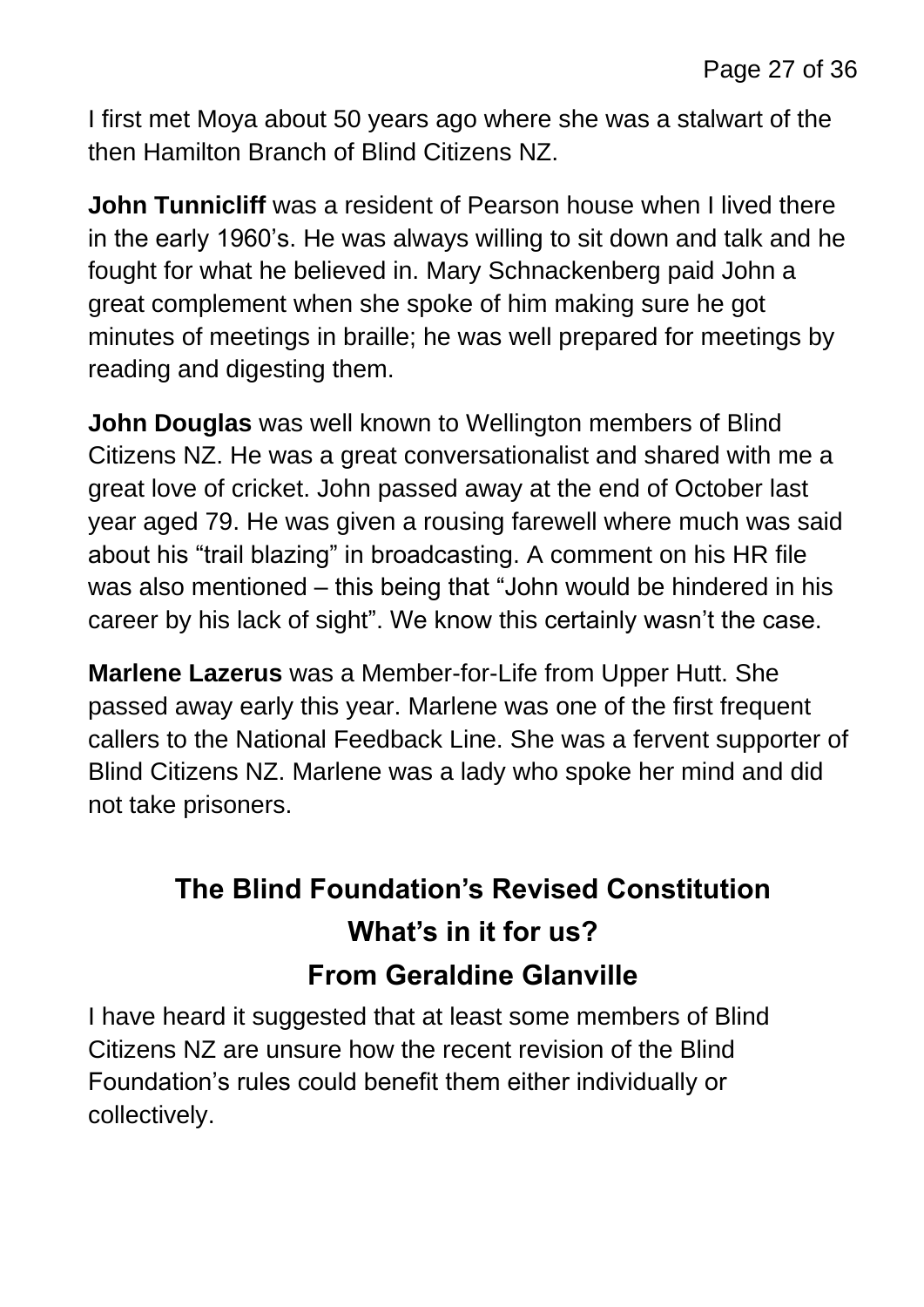I first met Moya about 50 years ago where she was a stalwart of the then Hamilton Branch of Blind Citizens NZ.

**John Tunnicliff** was a resident of Pearson house when I lived there in the early 1960's. He was always willing to sit down and talk and he fought for what he believed in. Mary Schnackenberg paid John a great complement when she spoke of him making sure he got minutes of meetings in braille; he was well prepared for meetings by reading and digesting them.

**John Douglas** was well known to Wellington members of Blind Citizens NZ. He was a great conversationalist and shared with me a great love of cricket. John passed away at the end of October last year aged 79. He was given a rousing farewell where much was said about his "trail blazing" in broadcasting. A comment on his HR file was also mentioned – this being that "John would be hindered in his career by his lack of sight". We know this certainly wasn't the case.

**Marlene Lazerus** was a Member-for-Life from Upper Hutt. She passed away early this year. Marlene was one of the first frequent callers to the National Feedback Line. She was a fervent supporter of Blind Citizens NZ. Marlene was a lady who spoke her mind and did not take prisoners.

## The Blind Foundation's Revised Constitution
## What's in it for us?
## From Geraldine Glanville

I have heard it suggested that at least some members of Blind Citizens NZ are unsure how the recent revision of the Blind Foundation's rules could benefit them either individually or collectively.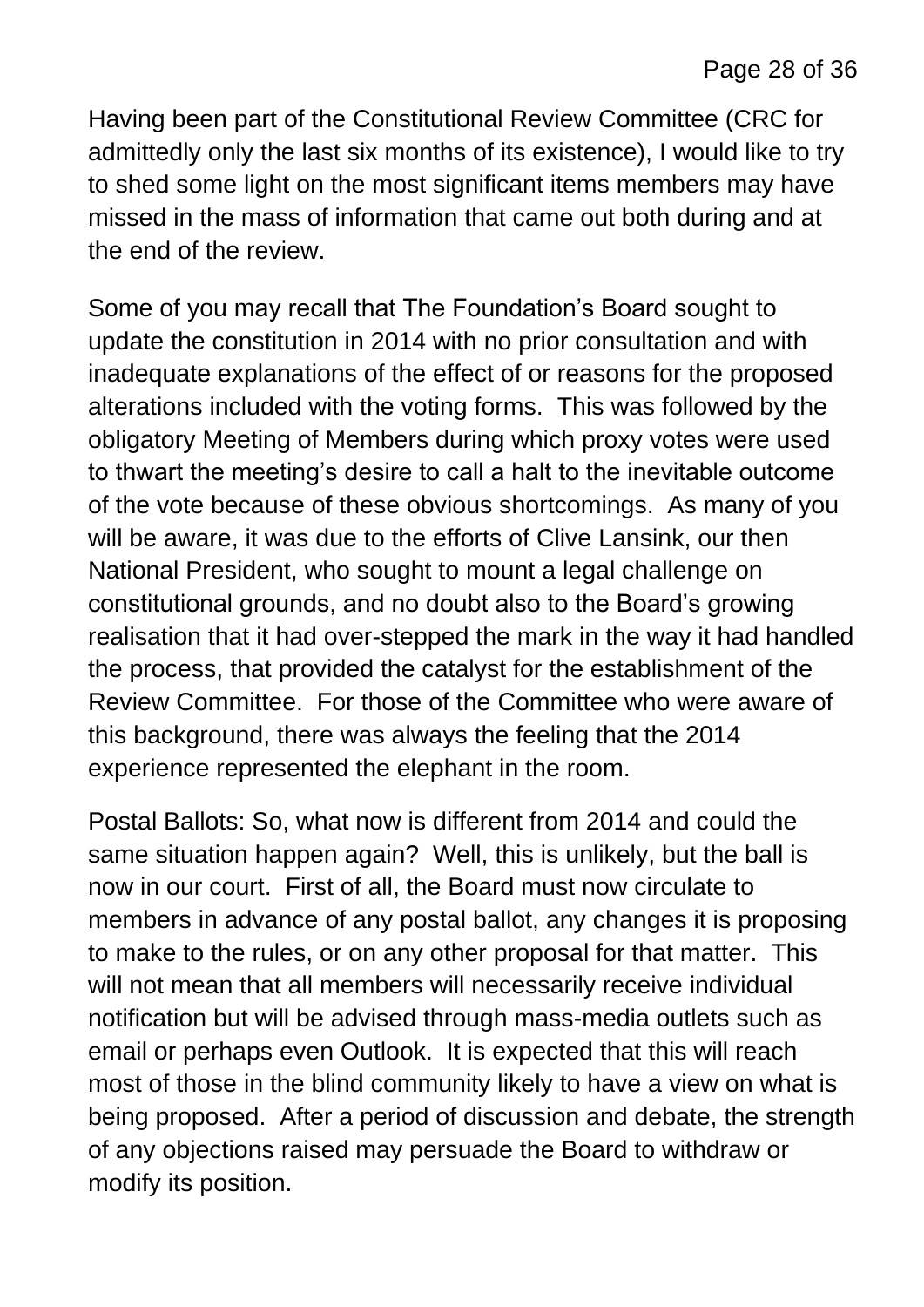Having been part of the Constitutional Review Committee (CRC for admittedly only the last six months of its existence), I would like to try to shed some light on the most significant items members may have missed in the mass of information that came out both during and at the end of the review.

Some of you may recall that The Foundation's Board sought to update the constitution in 2014 with no prior consultation and with inadequate explanations of the effect of or reasons for the proposed alterations included with the voting forms. This was followed by the obligatory Meeting of Members during which proxy votes were used to thwart the meeting's desire to call a halt to the inevitable outcome of the vote because of these obvious shortcomings. As many of you will be aware, it was due to the efforts of Clive Lansink, our then National President, who sought to mount a legal challenge on constitutional grounds, and no doubt also to the Board's growing realisation that it had over-stepped the mark in the way it had handled the process, that provided the catalyst for the establishment of the Review Committee. For those of the Committee who were aware of this background, there was always the feeling that the 2014 experience represented the elephant in the room.

Postal Ballots: So, what now is different from 2014 and could the same situation happen again? Well, this is unlikely, but the ball is now in our court. First of all, the Board must now circulate to members in advance of any postal ballot, any changes it is proposing to make to the rules, or on any other proposal for that matter. This will not mean that all members will necessarily receive individual notification but will be advised through mass-media outlets such as email or perhaps even Outlook. It is expected that this will reach most of those in the blind community likely to have a view on what is being proposed. After a period of discussion and debate, the strength of any objections raised may persuade the Board to withdraw or modify its position.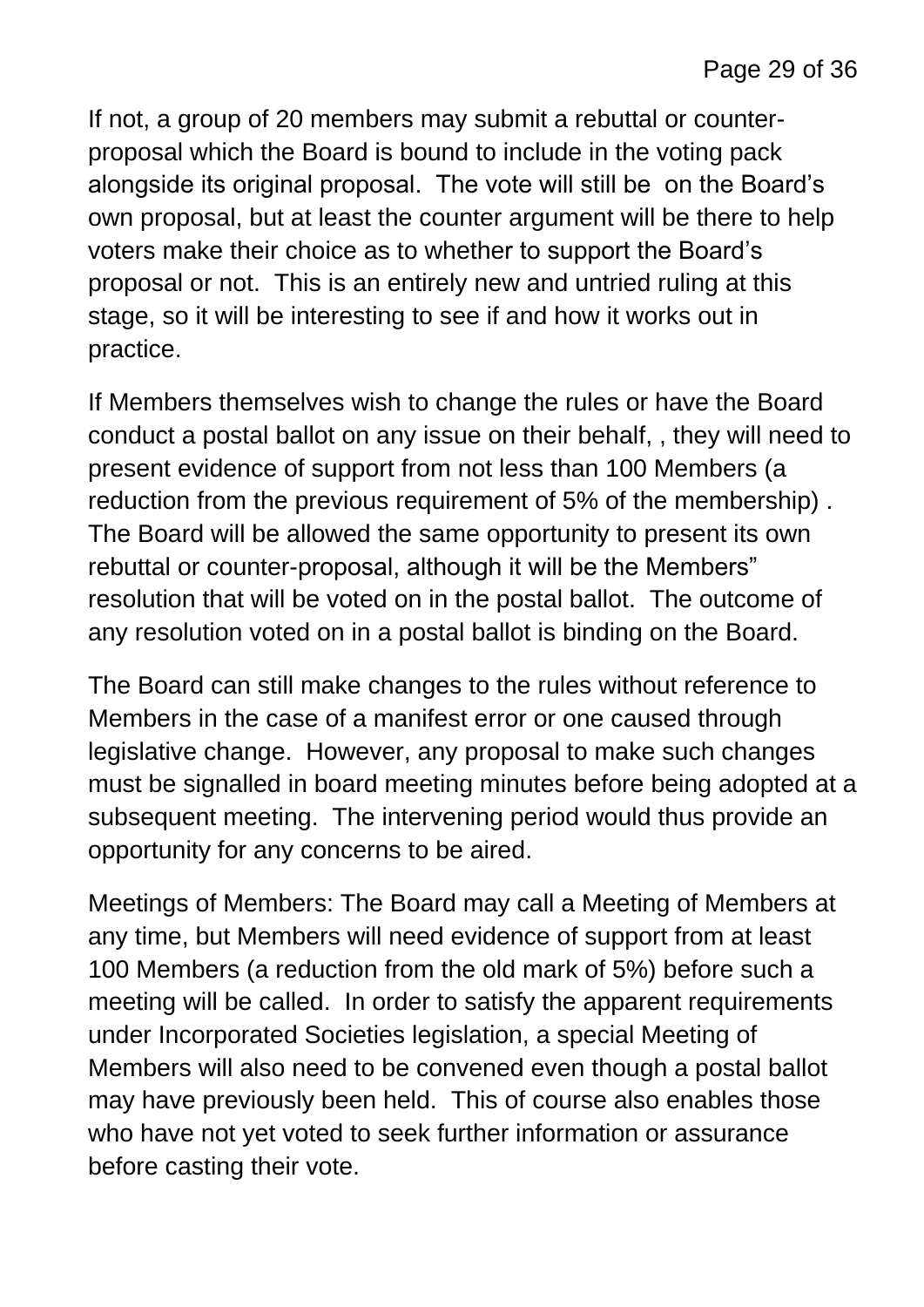If not, a group of 20 members may submit a rebuttal or counter-proposal which the Board is bound to include in the voting pack alongside its original proposal. The vote will still be on the Board's own proposal, but at least the counter argument will be there to help voters make their choice as to whether to support the Board's proposal or not. This is an entirely new and untried ruling at this stage, so it will be interesting to see if and how it works out in practice.

If Members themselves wish to change the rules or have the Board conduct a postal ballot on any issue on their behalf, , they will need to present evidence of support from not less than 100 Members (a reduction from the previous requirement of 5% of the membership) . The Board will be allowed the same opportunity to present its own rebuttal or counter-proposal, although it will be the Members" resolution that will be voted on in the postal ballot. The outcome of any resolution voted on in a postal ballot is binding on the Board.

The Board can still make changes to the rules without reference to Members in the case of a manifest error or one caused through legislative change. However, any proposal to make such changes must be signalled in board meeting minutes before being adopted at a subsequent meeting. The intervening period would thus provide an opportunity for any concerns to be aired.

Meetings of Members: The Board may call a Meeting of Members at any time, but Members will need evidence of support from at least 100 Members (a reduction from the old mark of 5%) before such a meeting will be called. In order to satisfy the apparent requirements under Incorporated Societies legislation, a special Meeting of Members will also need to be convened even though a postal ballot may have previously been held. This of course also enables those who have not yet voted to seek further information or assurance before casting their vote.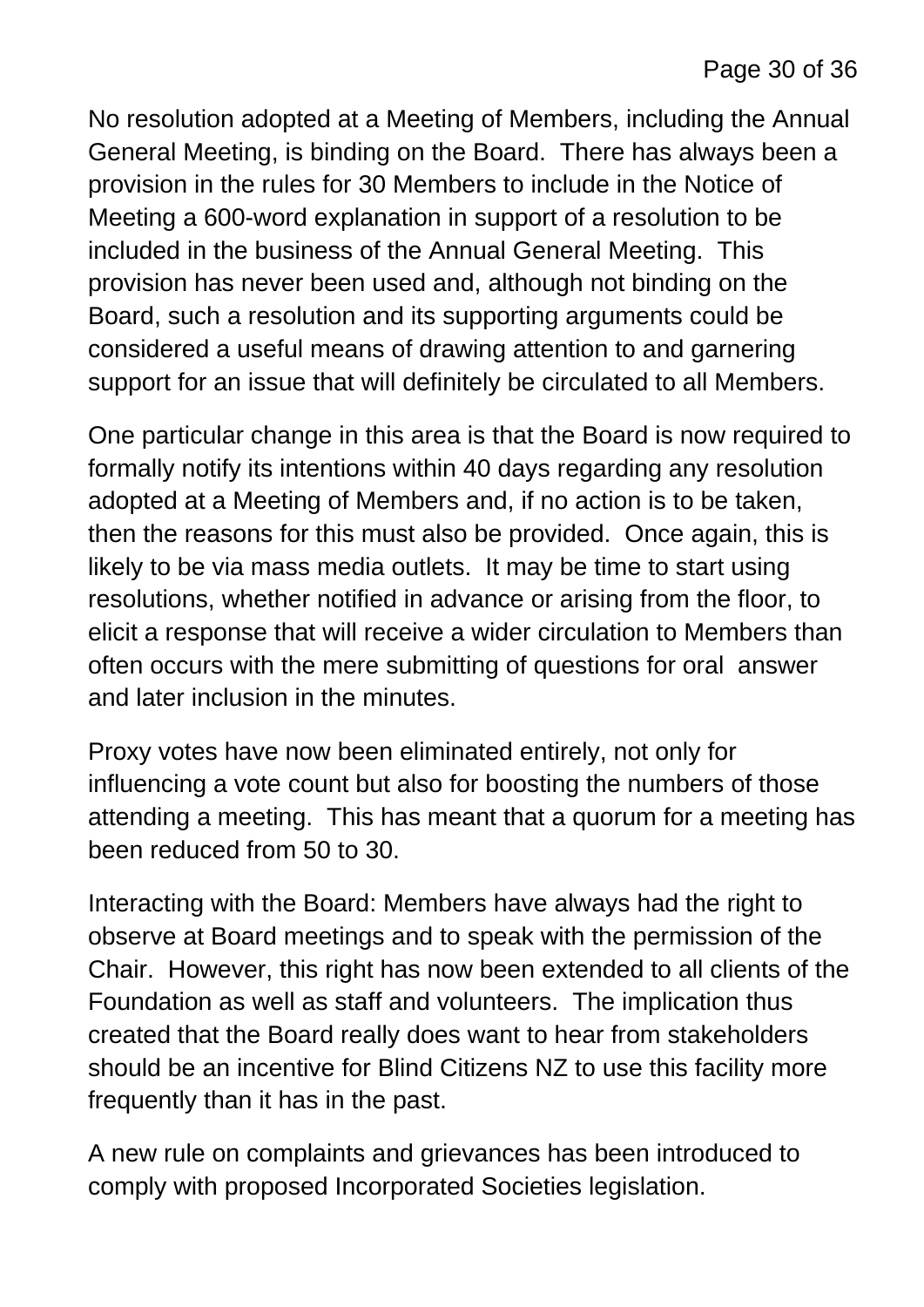No resolution adopted at a Meeting of Members, including the Annual General Meeting, is binding on the Board.  There has always been a provision in the rules for 30 Members to include in the Notice of Meeting a 600-word explanation in support of a resolution to be included in the business of the Annual General Meeting.  This provision has never been used and, although not binding on the Board, such a resolution and its supporting arguments could be considered a useful means of drawing attention to and garnering support for an issue that will definitely be circulated to all Members.

One particular change in this area is that the Board is now required to formally notify its intentions within 40 days regarding any resolution adopted at a Meeting of Members and, if no action is to be taken, then the reasons for this must also be provided.  Once again, this is likely to be via mass media outlets.  It may be time to start using resolutions, whether notified in advance or arising from the floor, to elicit a response that will receive a wider circulation to Members than often occurs with the mere submitting of questions for oral answer and later inclusion in the minutes.

Proxy votes have now been eliminated entirely, not only for influencing a vote count but also for boosting the numbers of those attending a meeting.  This has meant that a quorum for a meeting has been reduced from 50 to 30.

Interacting with the Board: Members have always had the right to observe at Board meetings and to speak with the permission of the Chair.  However, this right has now been extended to all clients of the Foundation as well as staff and volunteers.  The implication thus created that the Board really does want to hear from stakeholders should be an incentive for Blind Citizens NZ to use this facility more frequently than it has in the past.

A new rule on complaints and grievances has been introduced to comply with proposed Incorporated Societies legislation.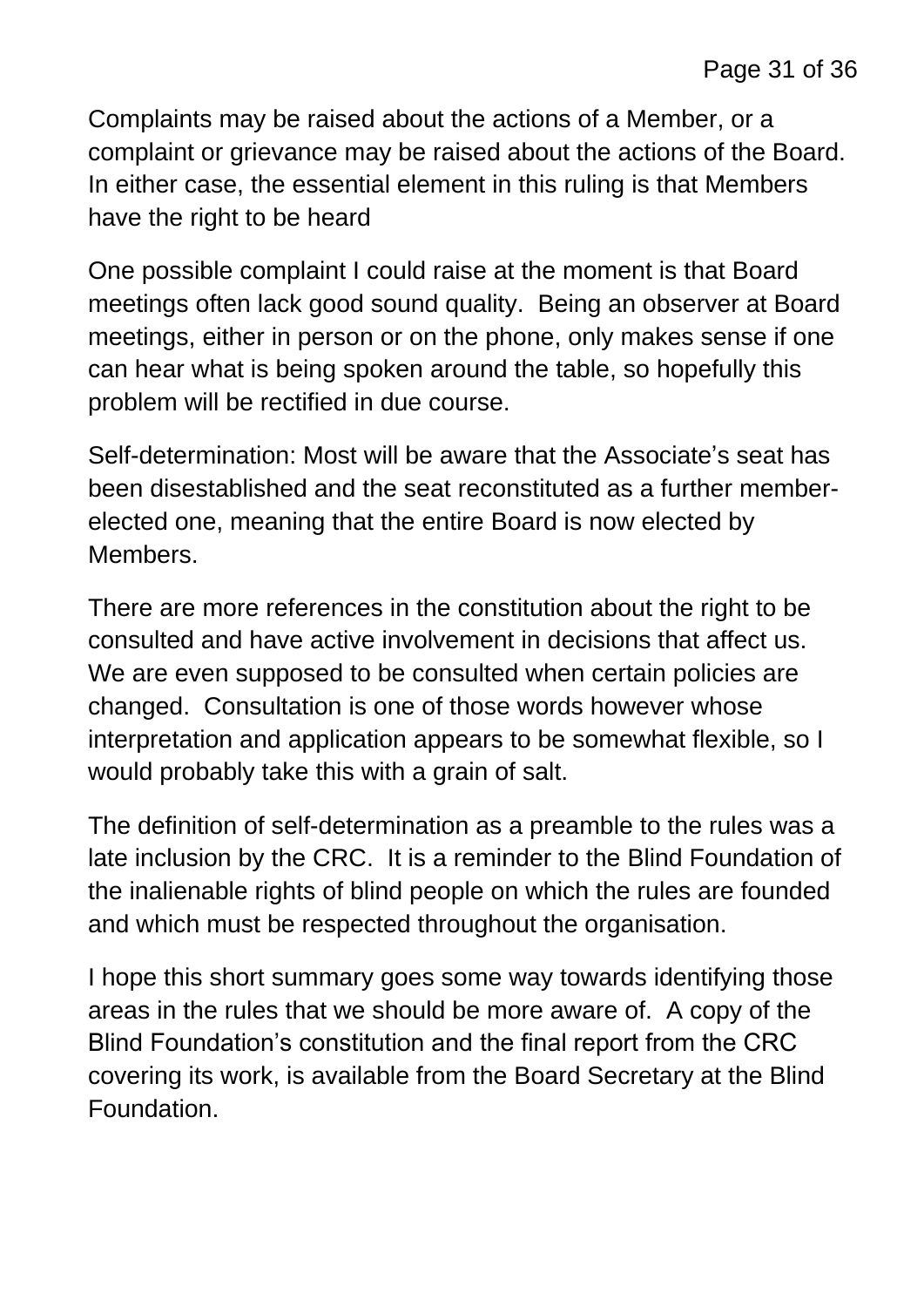Complaints may be raised about the actions of a Member, or a complaint or grievance may be raised about the actions of the Board. In either case, the essential element in this ruling is that Members have the right to be heard

One possible complaint I could raise at the moment is that Board meetings often lack good sound quality. Being an observer at Board meetings, either in person or on the phone, only makes sense if one can hear what is being spoken around the table, so hopefully this problem will be rectified in due course.

Self-determination: Most will be aware that the Associate's seat has been disestablished and the seat reconstituted as a further member-elected one, meaning that the entire Board is now elected by Members.

There are more references in the constitution about the right to be consulted and have active involvement in decisions that affect us. We are even supposed to be consulted when certain policies are changed. Consultation is one of those words however whose interpretation and application appears to be somewhat flexible, so I would probably take this with a grain of salt.

The definition of self-determination as a preamble to the rules was a late inclusion by the CRC. It is a reminder to the Blind Foundation of the inalienable rights of blind people on which the rules are founded and which must be respected throughout the organisation.

I hope this short summary goes some way towards identifying those areas in the rules that we should be more aware of. A copy of the Blind Foundation's constitution and the final report from the CRC covering its work, is available from the Board Secretary at the Blind Foundation.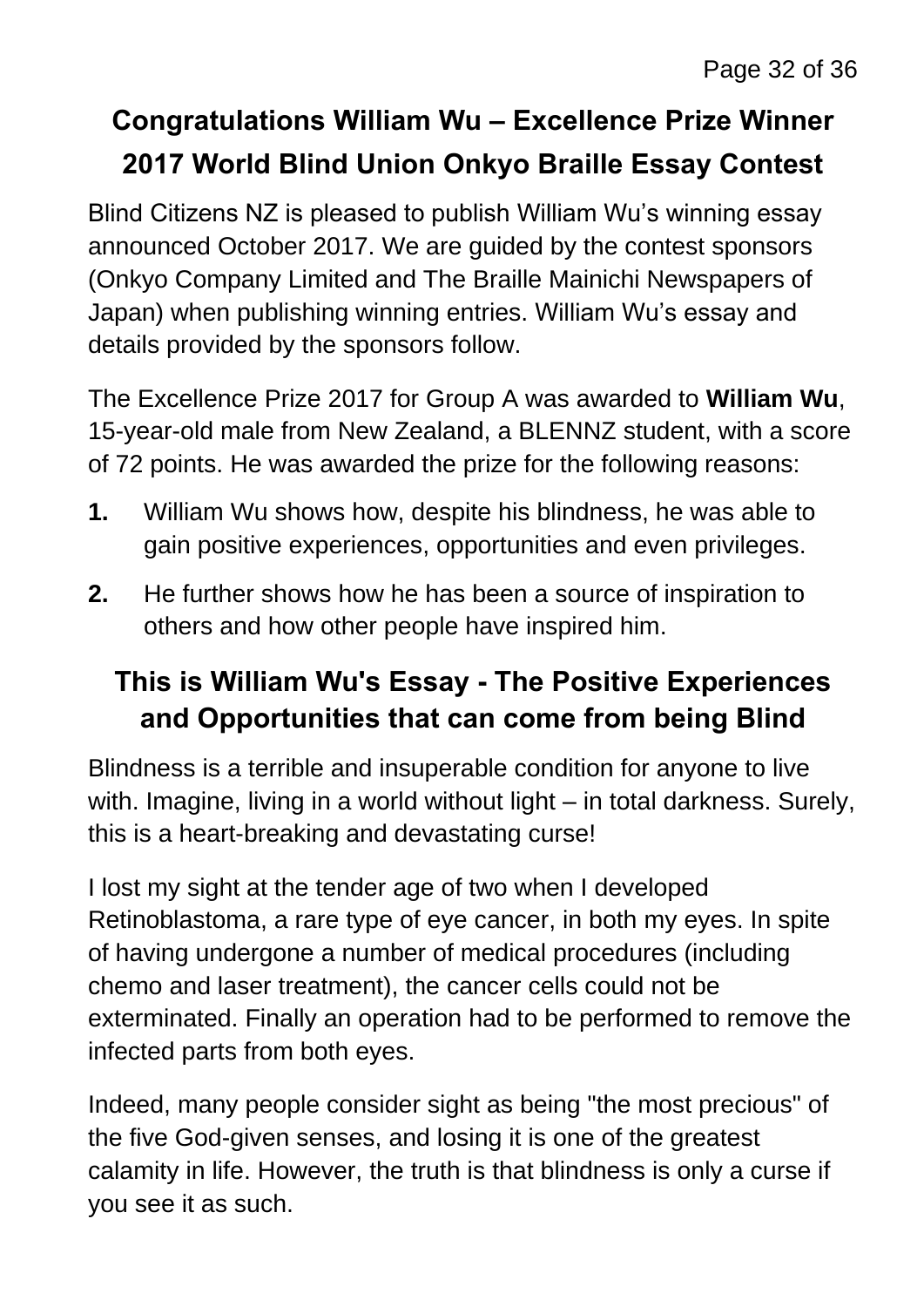## Congratulations William Wu – Excellence Prize Winner 2017 World Blind Union Onkyo Braille Essay Contest

Blind Citizens NZ is pleased to publish William Wu's winning essay announced October 2017. We are guided by the contest sponsors (Onkyo Company Limited and The Braille Mainichi Newspapers of Japan) when publishing winning entries. William Wu's essay and details provided by the sponsors follow.

The Excellence Prize 2017 for Group A was awarded to **William Wu**, 15-year-old male from New Zealand, a BLENNZ student, with a score of 72 points. He was awarded the prize for the following reasons:

**1.** William Wu shows how, despite his blindness, he was able to gain positive experiences, opportunities and even privileges.

**2.** He further shows how he has been a source of inspiration to others and how other people have inspired him.

## This is William Wu's Essay - The Positive Experiences and Opportunities that can come from being Blind

Blindness is a terrible and insuperable condition for anyone to live with. Imagine, living in a world without light – in total darkness. Surely, this is a heart-breaking and devastating curse!

I lost my sight at the tender age of two when I developed Retinoblastoma, a rare type of eye cancer, in both my eyes. In spite of having undergone a number of medical procedures (including chemo and laser treatment), the cancer cells could not be exterminated. Finally an operation had to be performed to remove the infected parts from both eyes.

Indeed, many people consider sight as being "the most precious" of the five God-given senses, and losing it is one of the greatest calamity in life. However, the truth is that blindness is only a curse if you see it as such.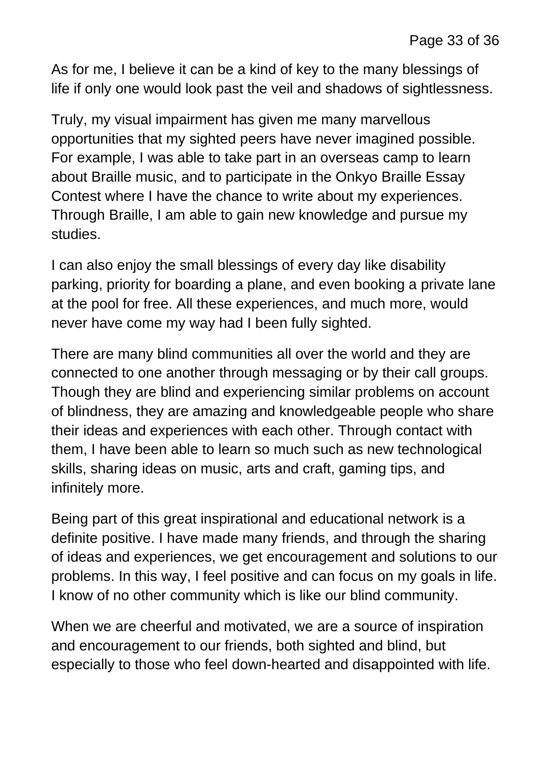As for me, I believe it can be a kind of key to the many blessings of life if only one would look past the veil and shadows of sightlessness.

Truly, my visual impairment has given me many marvellous opportunities that my sighted peers have never imagined possible. For example, I was able to take part in an overseas camp to learn about Braille music, and to participate in the Onkyo Braille Essay Contest where I have the chance to write about my experiences. Through Braille, I am able to gain new knowledge and pursue my studies.

I can also enjoy the small blessings of every day like disability parking, priority for boarding a plane, and even booking a private lane at the pool for free. All these experiences, and much more, would never have come my way had I been fully sighted.

There are many blind communities all over the world and they are connected to one another through messaging or by their call groups. Though they are blind and experiencing similar problems on account of blindness, they are amazing and knowledgeable people who share their ideas and experiences with each other. Through contact with them, I have been able to learn so much such as new technological skills, sharing ideas on music, arts and craft, gaming tips, and infinitely more.

Being part of this great inspirational and educational network is a definite positive. I have made many friends, and through the sharing of ideas and experiences, we get encouragement and solutions to our problems. In this way, I feel positive and can focus on my goals in life. I know of no other community which is like our blind community.

When we are cheerful and motivated, we are a source of inspiration and encouragement to our friends, both sighted and blind, but especially to those who feel down-hearted and disappointed with life.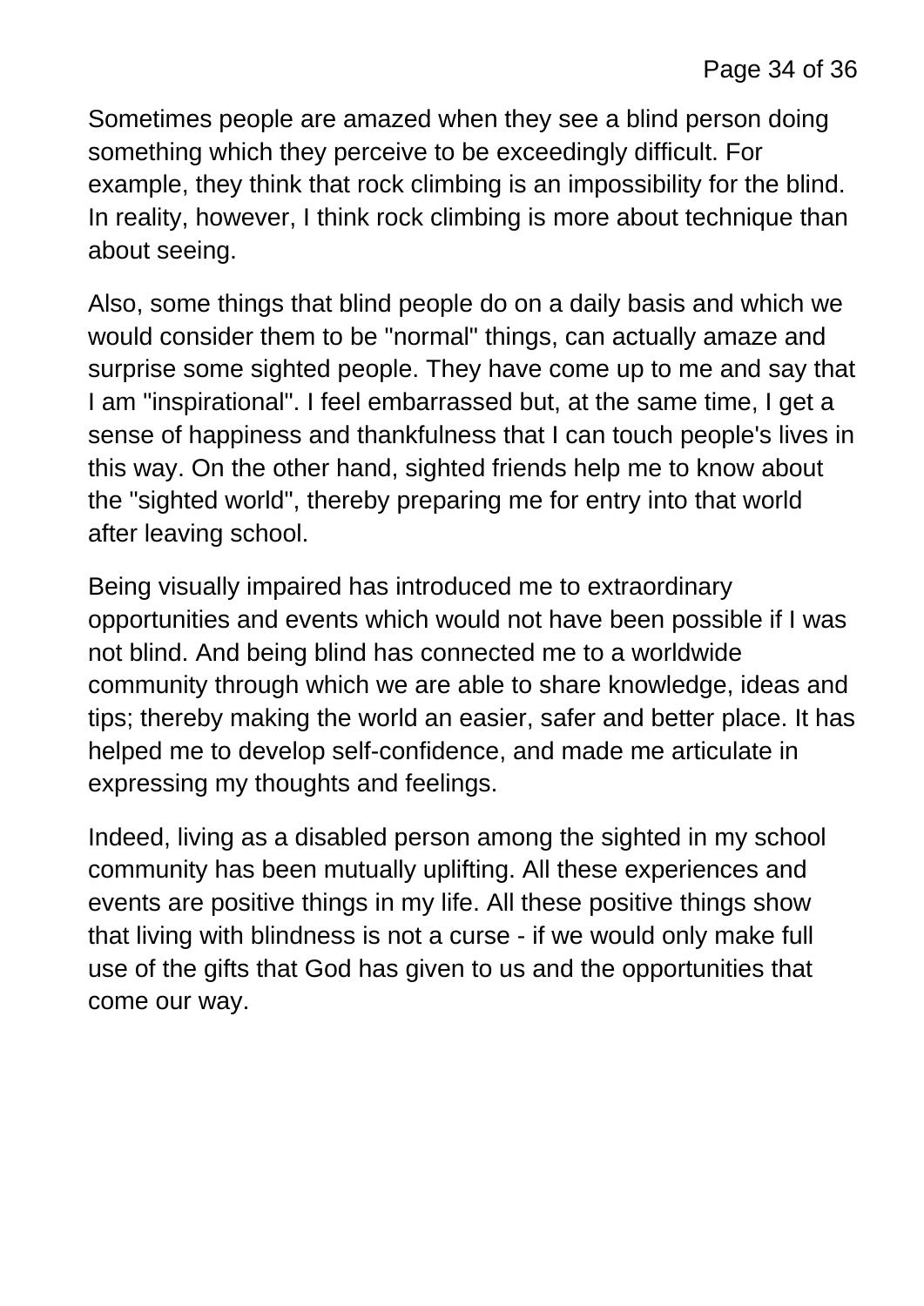Sometimes people are amazed when they see a blind person doing something which they perceive to be exceedingly difficult. For example, they think that rock climbing is an impossibility for the blind. In reality, however, I think rock climbing is more about technique than about seeing.

Also, some things that blind people do on a daily basis and which we would consider them to be "normal" things, can actually amaze and surprise some sighted people. They have come up to me and say that I am "inspirational". I feel embarrassed but, at the same time, I get a sense of happiness and thankfulness that I can touch people's lives in this way. On the other hand, sighted friends help me to know about the "sighted world", thereby preparing me for entry into that world after leaving school.

Being visually impaired has introduced me to extraordinary opportunities and events which would not have been possible if I was not blind. And being blind has connected me to a worldwide community through which we are able to share knowledge, ideas and tips; thereby making the world an easier, safer and better place. It has helped me to develop self-confidence, and made me articulate in expressing my thoughts and feelings.

Indeed, living as a disabled person among the sighted in my school community has been mutually uplifting. All these experiences and events are positive things in my life. All these positive things show that living with blindness is not a curse - if we would only make full use of the gifts that God has given to us and the opportunities that come our way.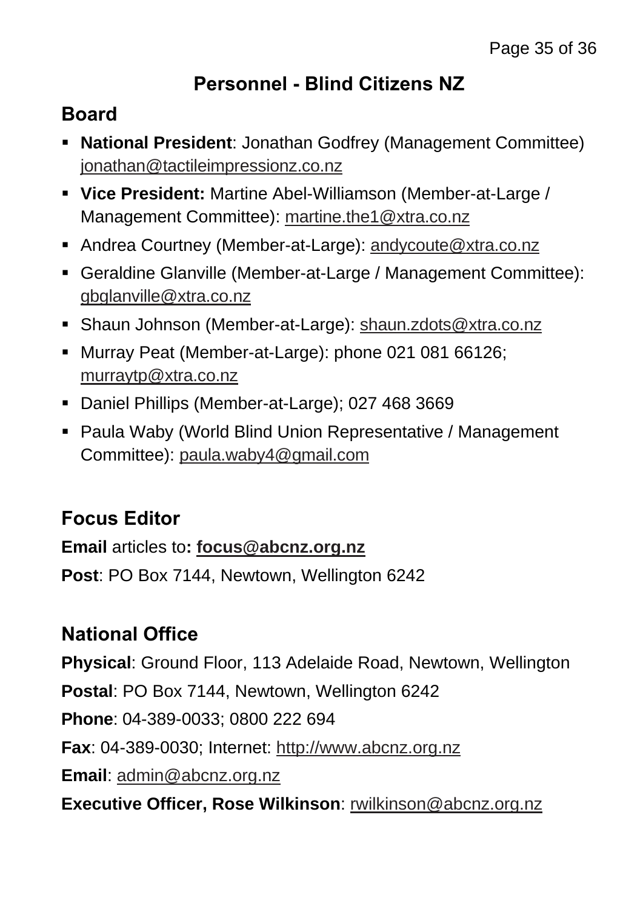# Personnel - Blind Citizens NZ

## Board

- **National President**: Jonathan Godfrey (Management Committee) jonathan@tactileimpressionz.co.nz
- **Vice President:** Martine Abel-Williamson (Member-at-Large / Management Committee): martine.the1@xtra.co.nz
- Andrea Courtney (Member-at-Large): andycoute@xtra.co.nz
- Geraldine Glanville (Member-at-Large / Management Committee): gbglanville@xtra.co.nz
- Shaun Johnson (Member-at-Large): shaun.zdots@xtra.co.nz
- Murray Peat (Member-at-Large): phone 021 081 66126; murraytp@xtra.co.nz
- Daniel Phillips (Member-at-Large); 027 468 3669
- Paula Waby (World Blind Union Representative / Management Committee): paula.waby4@gmail.com

## Focus Editor

**Email** articles to**: focus@abcnz.org.nz**

**Post**: PO Box 7144, Newtown, Wellington 6242

## National Office

**Physical**: Ground Floor, 113 Adelaide Road, Newtown, Wellington

**Postal**: PO Box 7144, Newtown, Wellington 6242

**Phone**: 04-389-0033; 0800 222 694

**Fax**: 04-389-0030; Internet: http://www.abcnz.org.nz

**Email**: admin@abcnz.org.nz

**Executive Officer, Rose Wilkinson**: rwilkinson@abcnz.org.nz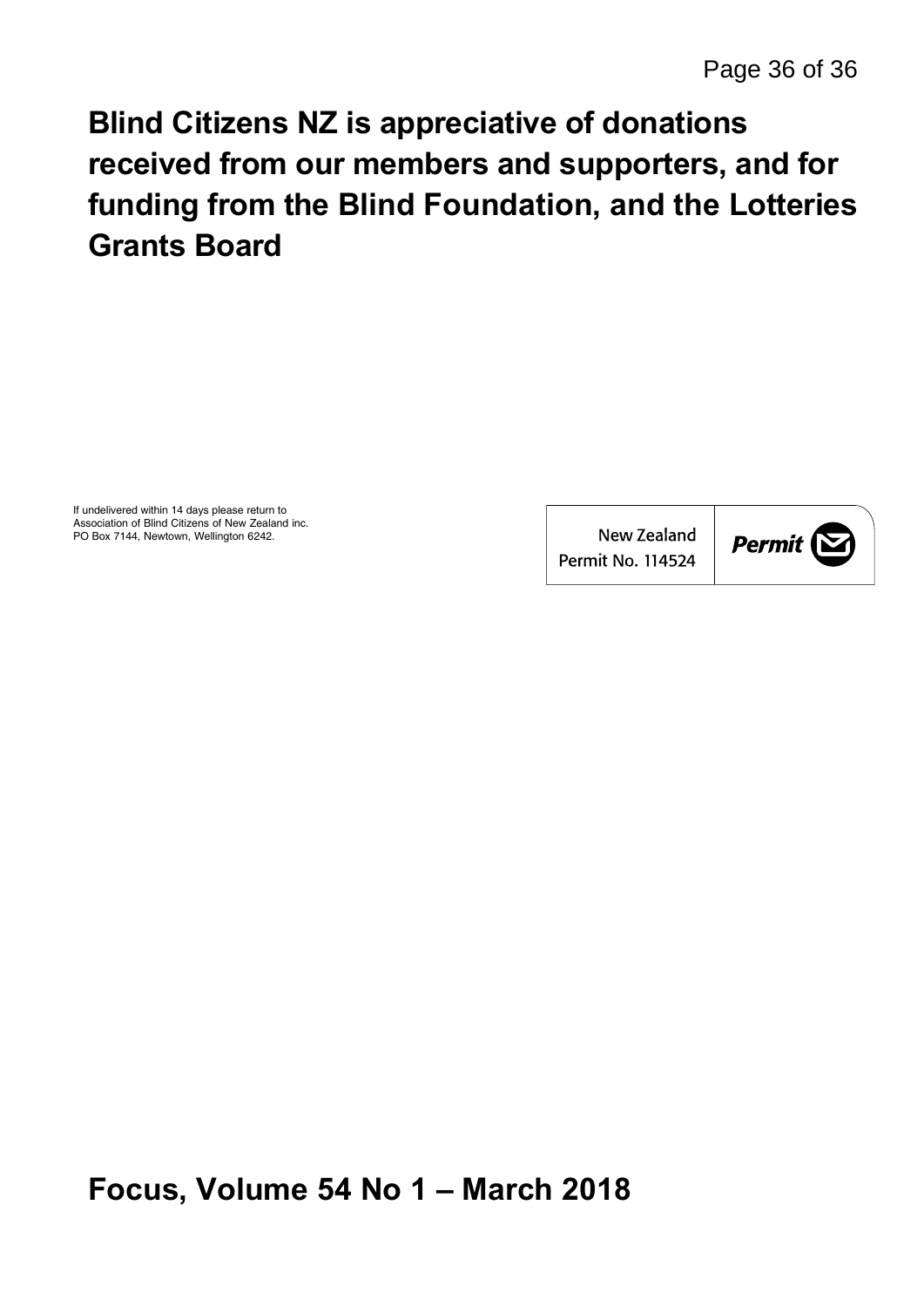**Blind Citizens NZ is appreciative of donations received from our members and supporters, and for funding from the Blind Foundation, and the Lotteries Grants Board**

If undelivered within 14 days please return to
Association of Blind Citizens of New Zealand inc.
PO Box 7144, Newtown, Wellington 6242.

New Zealand
Permit No. 114524

Permit

**Focus, Volume 54 No 1 – March 2018**